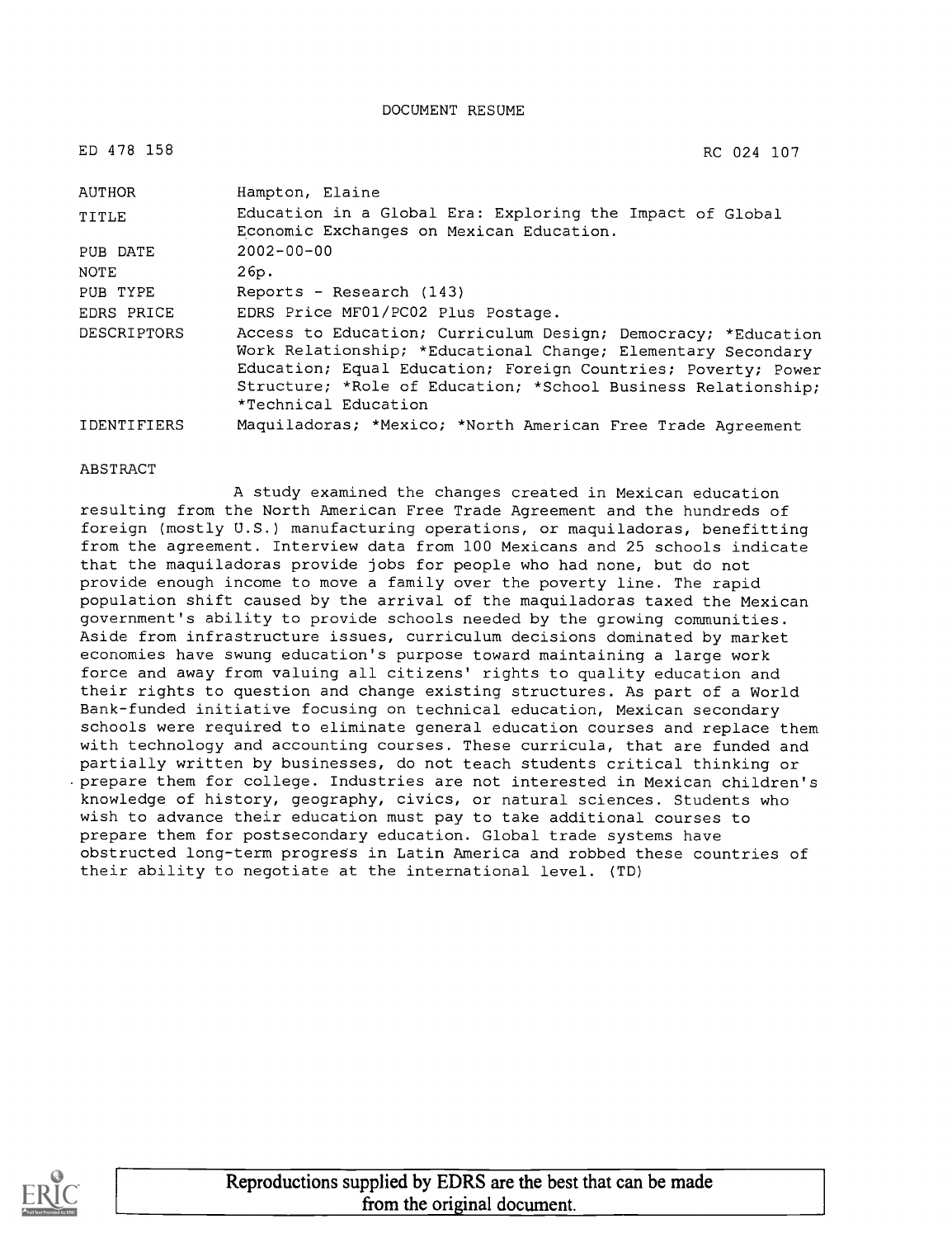DOCUMENT RESUME

| ED 478 158 | RC 024 107 |
| --- | --- |
| AUTHOR | Hampton, Elaine |
| TITLE | Education in a Global Era: Exploring the Impact of Global Economic Exchanges on Mexican Education. |
| PUB DATE | 2002-00-00 |
| NOTE | 26p. |
| PUB TYPE | Reports - Research (143) |
| EDRS PRICE | EDRS Price MF01/PC02 Plus Postage. |
| DESCRIPTORS | Access to Education; Curriculum Design; Democracy; *Education Work Relationship; *Educational Change; Elementary Secondary Education; Equal Education; Foreign Countries; Poverty; Power Structure; *Role of Education; *School Business Relationship; *Technical Education |
| IDENTIFIERS | Maquiladoras; *Mexico; *North American Free Trade Agreement |

ABSTRACT

A study examined the changes created in Mexican education resulting from the North American Free Trade Agreement and the hundreds of foreign (mostly U.S.) manufacturing operations, or maquiladoras, benefitting from the agreement. Interview data from 100 Mexicans and 25 schools indicate that the maquiladoras provide jobs for people who had none, but do not provide enough income to move a family over the poverty line. The rapid population shift caused by the arrival of the maquiladoras taxed the Mexican government's ability to provide schools needed by the growing communities. Aside from infrastructure issues, curriculum decisions dominated by market economies have swung education's purpose toward maintaining a large work force and away from valuing all citizens' rights to quality education and their rights to question and change existing structures. As part of a World Bank-funded initiative focusing on technical education, Mexican secondary schools were required to eliminate general education courses and replace them with technology and accounting courses. These curricula, that are funded and partially written by businesses, do not teach students critical thinking or prepare them for college. Industries are not interested in Mexican children's knowledge of history, geography, civics, or natural sciences. Students who wish to advance their education must pay to take additional courses to prepare them for postsecondary education. Global trade systems have obstructed long-term progress in Latin America and robbed these countries of their ability to negotiate at the international level. (TD)

Reproductions supplied by EDRS are the best that can be made from the original document.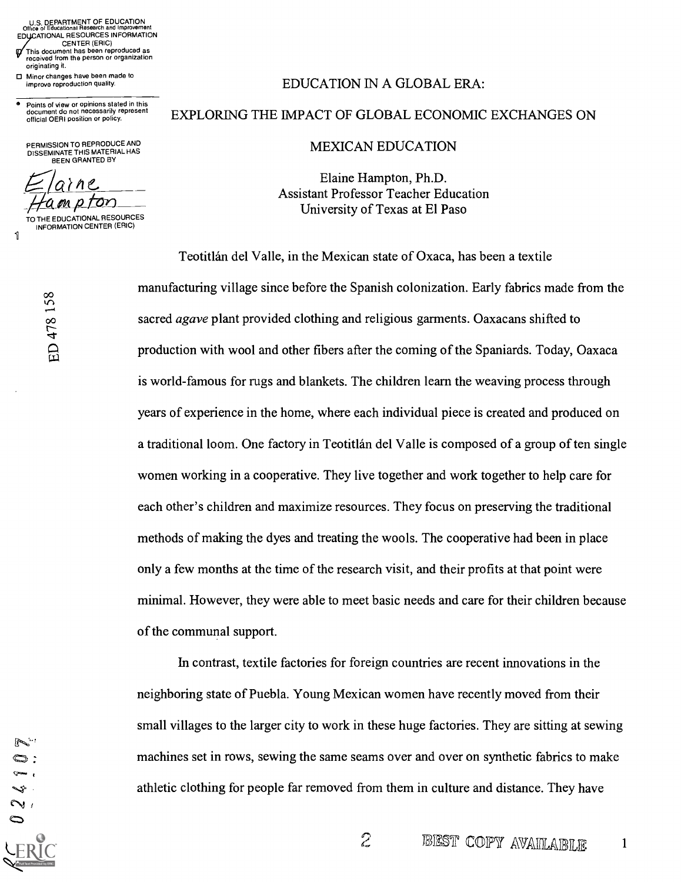# EDUCATION IN A GLOBAL ERA:

# EXPLORING THE IMPACT OF GLOBAL ECONOMIC EXCHANGES ON MEXICAN EDUCATION

Elaine Hampton, Ph.D.
Assistant Professor Teacher Education
University of Texas at El Paso

Teotitlán del Valle, in the Mexican state of Oxaca, has been a textile manufacturing village since before the Spanish colonization. Early fabrics made from the sacred *agave* plant provided clothing and religious garments. Oaxacans shifted to production with wool and other fibers after the coming of the Spaniards. Today, Oaxaca is world-famous for rugs and blankets. The children learn the weaving process through years of experience in the home, where each individual piece is created and produced on a traditional loom. One factory in Teotitlán del Valle is composed of a group of ten single women working in a cooperative. They live together and work together to help care for each other's children and maximize resources. They focus on preserving the traditional methods of making the dyes and treating the wools. The cooperative had been in place only a few months at the time of the research visit, and their profits at that point were minimal. However, they were able to meet basic needs and care for their children because of the communal support.

In contrast, textile factories for foreign countries are recent innovations in the neighboring state of Puebla. Young Mexican women have recently moved from their small villages to the larger city to work in these huge factories. They are sitting at sewing machines set in rows, sewing the same seams over and over on synthetic fabrics to make athletic clothing for people far removed from them in culture and distance. They have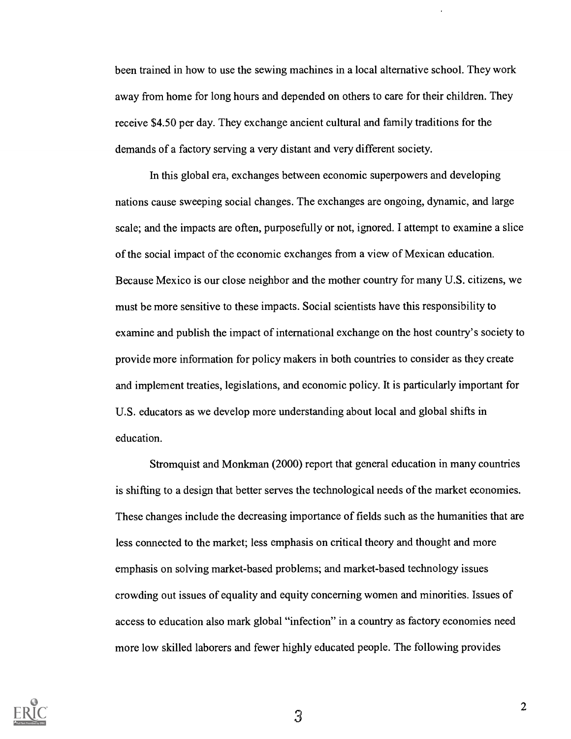been trained in how to use the sewing machines in a local alternative school. They work away from home for long hours and depended on others to care for their children. They receive $4.50 per day. They exchange ancient cultural and family traditions for the demands of a factory serving a very distant and very different society.

In this global era, exchanges between economic superpowers and developing nations cause sweeping social changes. The exchanges are ongoing, dynamic, and large scale; and the impacts are often, purposefully or not, ignored. I attempt to examine a slice of the social impact of the economic exchanges from a view of Mexican education. Because Mexico is our close neighbor and the mother country for many U.S. citizens, we must be more sensitive to these impacts. Social scientists have this responsibility to examine and publish the impact of international exchange on the host country's society to provide more information for policy makers in both countries to consider as they create and implement treaties, legislations, and economic policy. It is particularly important for U.S. educators as we develop more understanding about local and global shifts in education.

Stromquist and Monkman (2000) report that general education in many countries is shifting to a design that better serves the technological needs of the market economies. These changes include the decreasing importance of fields such as the humanities that are less connected to the market; less emphasis on critical theory and thought and more emphasis on solving market-based problems; and market-based technology issues crowding out issues of equality and equity concerning women and minorities. Issues of access to education also mark global "infection" in a country as factory economies need more low skilled laborers and fewer highly educated people. The following provides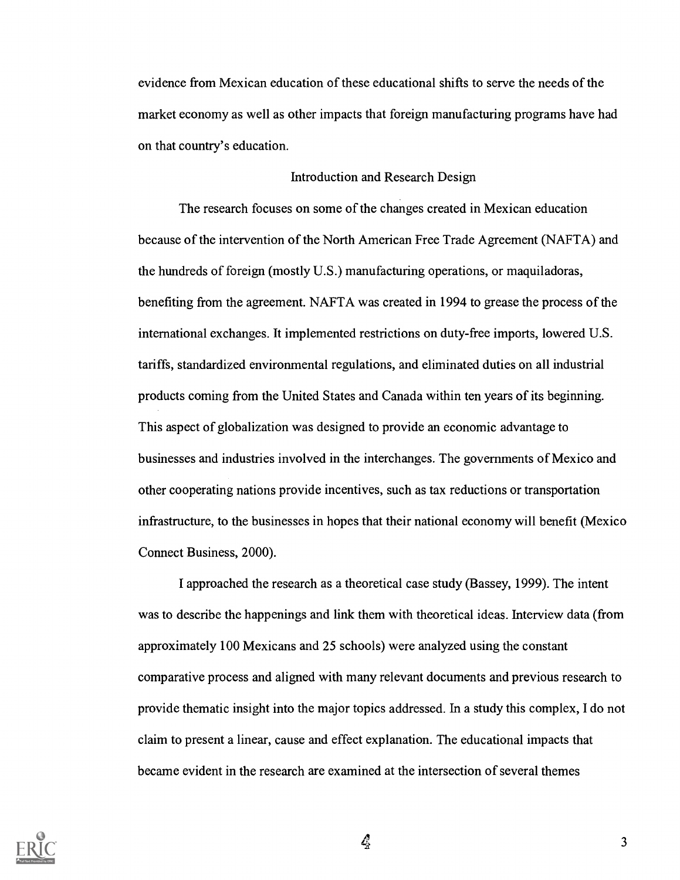evidence from Mexican education of these educational shifts to serve the needs of the market economy as well as other impacts that foreign manufacturing programs have had on that country's education.

## Introduction and Research Design

The research focuses on some of the changes created in Mexican education because of the intervention of the North American Free Trade Agreement (NAFTA) and the hundreds of foreign (mostly U.S.) manufacturing operations, or maquiladoras, benefiting from the agreement. NAFTA was created in 1994 to grease the process of the international exchanges. It implemented restrictions on duty-free imports, lowered U.S. tariffs, standardized environmental regulations, and eliminated duties on all industrial products coming from the United States and Canada within ten years of its beginning. This aspect of globalization was designed to provide an economic advantage to businesses and industries involved in the interchanges. The governments of Mexico and other cooperating nations provide incentives, such as tax reductions or transportation infrastructure, to the businesses in hopes that their national economy will benefit (Mexico Connect Business, 2000).

I approached the research as a theoretical case study (Bassey, 1999). The intent was to describe the happenings and link them with theoretical ideas. Interview data (from approximately 100 Mexicans and 25 schools) were analyzed using the constant comparative process and aligned with many relevant documents and previous research to provide thematic insight into the major topics addressed. In a study this complex, I do not claim to present a linear, cause and effect explanation. The educational impacts that became evident in the research are examined at the intersection of several themes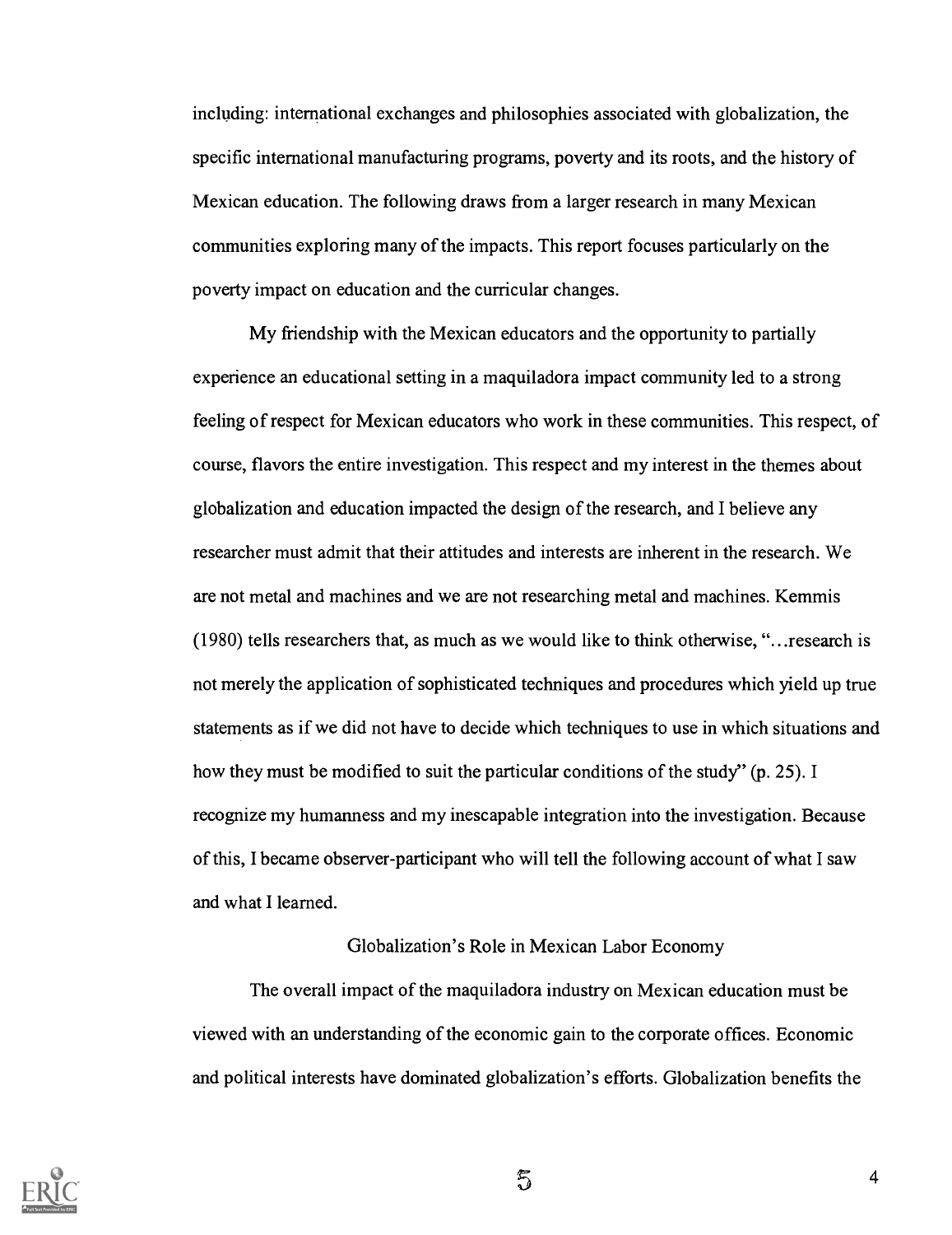including: international exchanges and philosophies associated with globalization, the specific international manufacturing programs, poverty and its roots, and the history of Mexican education. The following draws from a larger research in many Mexican communities exploring many of the impacts. This report focuses particularly on the poverty impact on education and the curricular changes.

My friendship with the Mexican educators and the opportunity to partially experience an educational setting in a maquiladora impact community led to a strong feeling of respect for Mexican educators who work in these communities. This respect, of course, flavors the entire investigation. This respect and my interest in the themes about globalization and education impacted the design of the research, and I believe any researcher must admit that their attitudes and interests are inherent in the research. We are not metal and machines and we are not researching metal and machines. Kemmis (1980) tells researchers that, as much as we would like to think otherwise, "...research is not merely the application of sophisticated techniques and procedures which yield up true statements as if we did not have to decide which techniques to use in which situations and how they must be modified to suit the particular conditions of the study" (p. 25). I recognize my humanness and my inescapable integration into the investigation. Because of this, I became observer-participant who will tell the following account of what I saw and what I learned.

## Globalization's Role in Mexican Labor Economy

The overall impact of the maquiladora industry on Mexican education must be viewed with an understanding of the economic gain to the corporate offices. Economic and political interests have dominated globalization's efforts. Globalization benefits the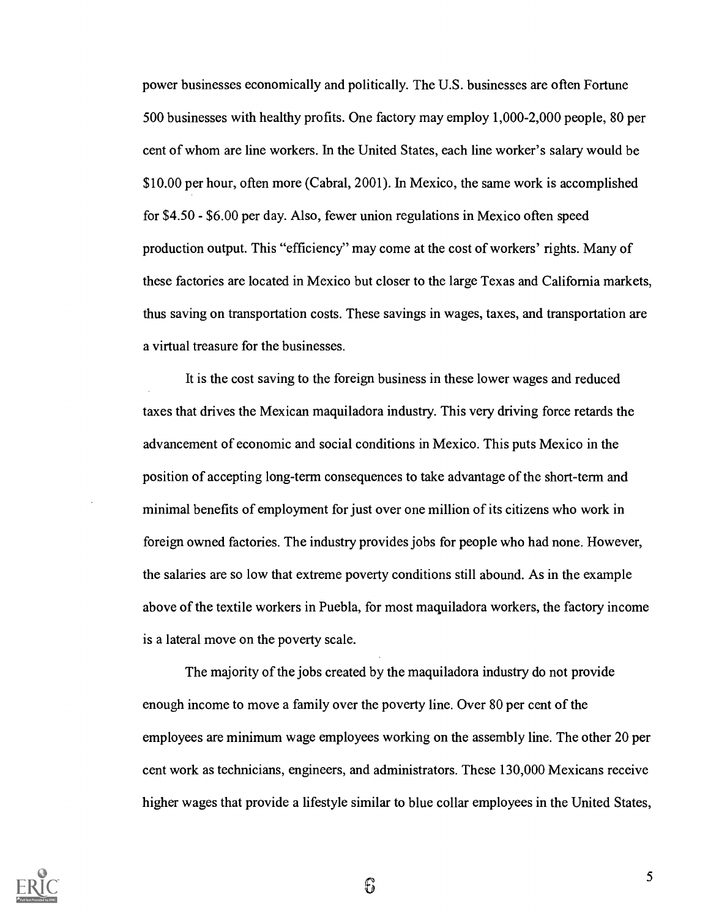power businesses economically and politically. The U.S. businesses are often Fortune 500 businesses with healthy profits. One factory may employ 1,000-2,000 people, 80 per cent of whom are line workers. In the United States, each line worker's salary would be $10.00 per hour, often more (Cabral, 2001). In Mexico, the same work is accomplished for $4.50 - $6.00 per day. Also, fewer union regulations in Mexico often speed production output. This "efficiency" may come at the cost of workers' rights. Many of these factories are located in Mexico but closer to the large Texas and California markets, thus saving on transportation costs. These savings in wages, taxes, and transportation are a virtual treasure for the businesses.

It is the cost saving to the foreign business in these lower wages and reduced taxes that drives the Mexican maquiladora industry. This very driving force retards the advancement of economic and social conditions in Mexico. This puts Mexico in the position of accepting long-term consequences to take advantage of the short-term and minimal benefits of employment for just over one million of its citizens who work in foreign owned factories. The industry provides jobs for people who had none. However, the salaries are so low that extreme poverty conditions still abound. As in the example above of the textile workers in Puebla, for most maquiladora workers, the factory income is a lateral move on the poverty scale.

The majority of the jobs created by the maquiladora industry do not provide enough income to move a family over the poverty line. Over 80 per cent of the employees are minimum wage employees working on the assembly line. The other 20 per cent work as technicians, engineers, and administrators. These 130,000 Mexicans receive higher wages that provide a lifestyle similar to blue collar employees in the United States,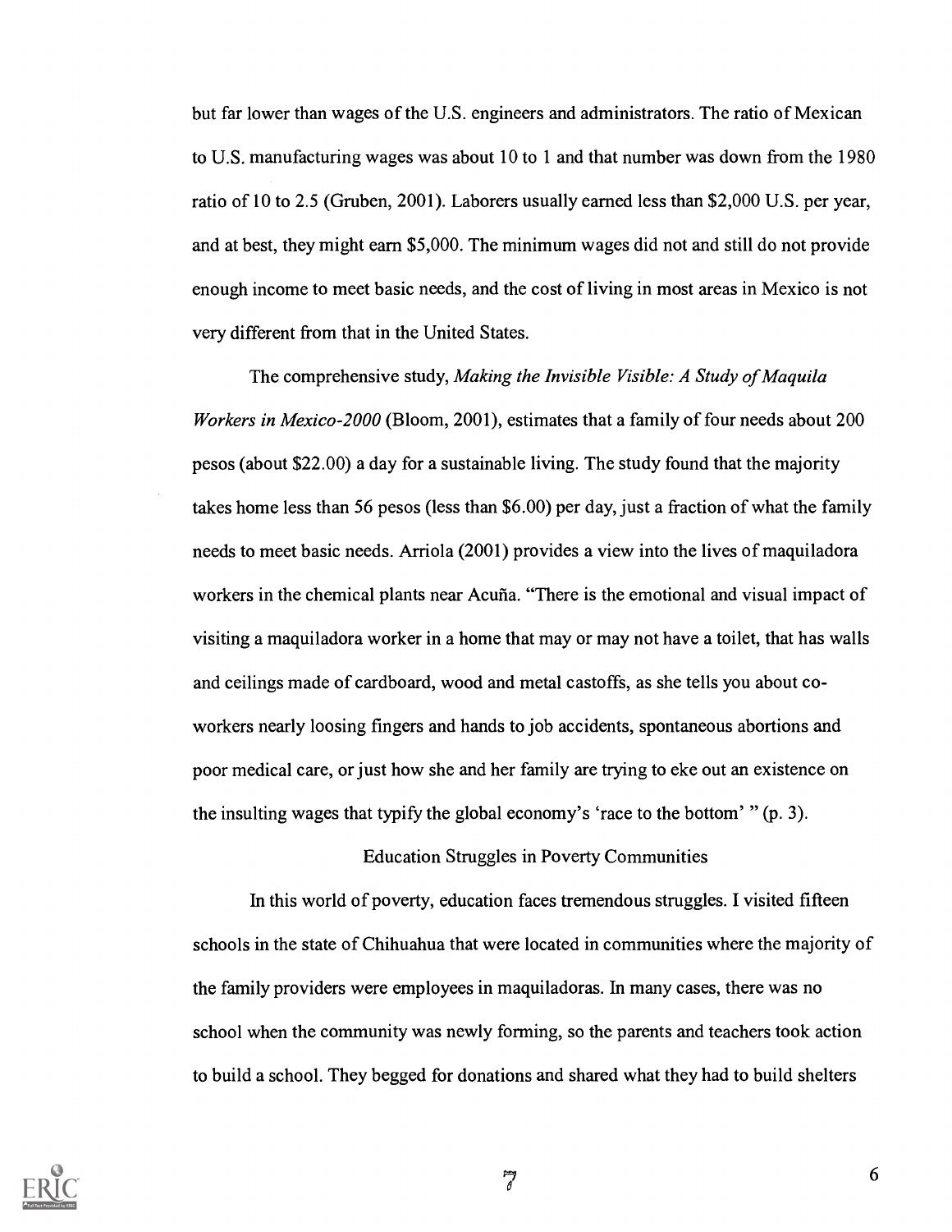but far lower than wages of the U.S. engineers and administrators. The ratio of Mexican to U.S. manufacturing wages was about 10 to 1 and that number was down from the 1980 ratio of 10 to 2.5 (Gruben, 2001). Laborers usually earned less than $2,000 U.S. per year, and at best, they might earn $5,000. The minimum wages did not and still do not provide enough income to meet basic needs, and the cost of living in most areas in Mexico is not very different from that in the United States.

The comprehensive study, *Making the Invisible Visible: A Study of Maquila Workers in Mexico-2000* (Bloom, 2001), estimates that a family of four needs about 200 pesos (about $22.00) a day for a sustainable living. The study found that the majority takes home less than 56 pesos (less than $6.00) per day, just a fraction of what the family needs to meet basic needs. Arriola (2001) provides a view into the lives of maquiladora workers in the chemical plants near Acuña. "There is the emotional and visual impact of visiting a maquiladora worker in a home that may or may not have a toilet, that has walls and ceilings made of cardboard, wood and metal castoffs, as she tells you about co-workers nearly loosing fingers and hands to job accidents, spontaneous abortions and poor medical care, or just how she and her family are trying to eke out an existence on the insulting wages that typify the global economy's 'race to the bottom' " (p. 3).

## Education Struggles in Poverty Communities

In this world of poverty, education faces tremendous struggles. I visited fifteen schools in the state of Chihuahua that were located in communities where the majority of the family providers were employees in maquiladoras. In many cases, there was no school when the community was newly forming, so the parents and teachers took action to build a school. They begged for donations and shared what they had to build shelters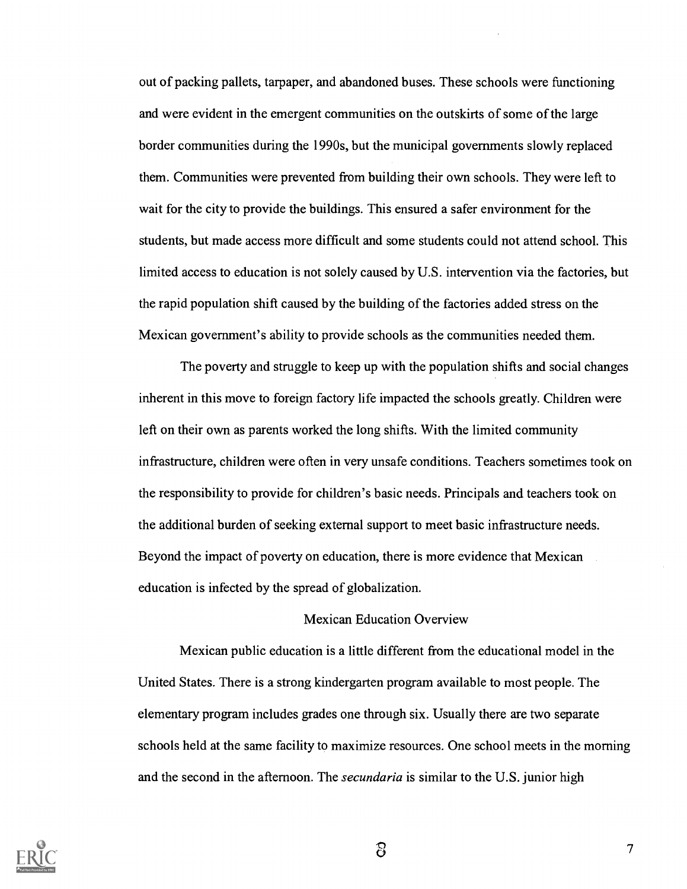out of packing pallets, tarpaper, and abandoned buses. These schools were functioning and were evident in the emergent communities on the outskirts of some of the large border communities during the 1990s, but the municipal governments slowly replaced them. Communities were prevented from building their own schools. They were left to wait for the city to provide the buildings. This ensured a safer environment for the students, but made access more difficult and some students could not attend school. This limited access to education is not solely caused by U.S. intervention via the factories, but the rapid population shift caused by the building of the factories added stress on the Mexican government's ability to provide schools as the communities needed them.

The poverty and struggle to keep up with the population shifts and social changes inherent in this move to foreign factory life impacted the schools greatly. Children were left on their own as parents worked the long shifts. With the limited community infrastructure, children were often in very unsafe conditions. Teachers sometimes took on the responsibility to provide for children's basic needs. Principals and teachers took on the additional burden of seeking external support to meet basic infrastructure needs. Beyond the impact of poverty on education, there is more evidence that Mexican education is infected by the spread of globalization.

## Mexican Education Overview

Mexican public education is a little different from the educational model in the United States. There is a strong kindergarten program available to most people. The elementary program includes grades one through six. Usually there are two separate schools held at the same facility to maximize resources. One school meets in the morning and the second in the afternoon. The *secundaria* is similar to the U.S. junior high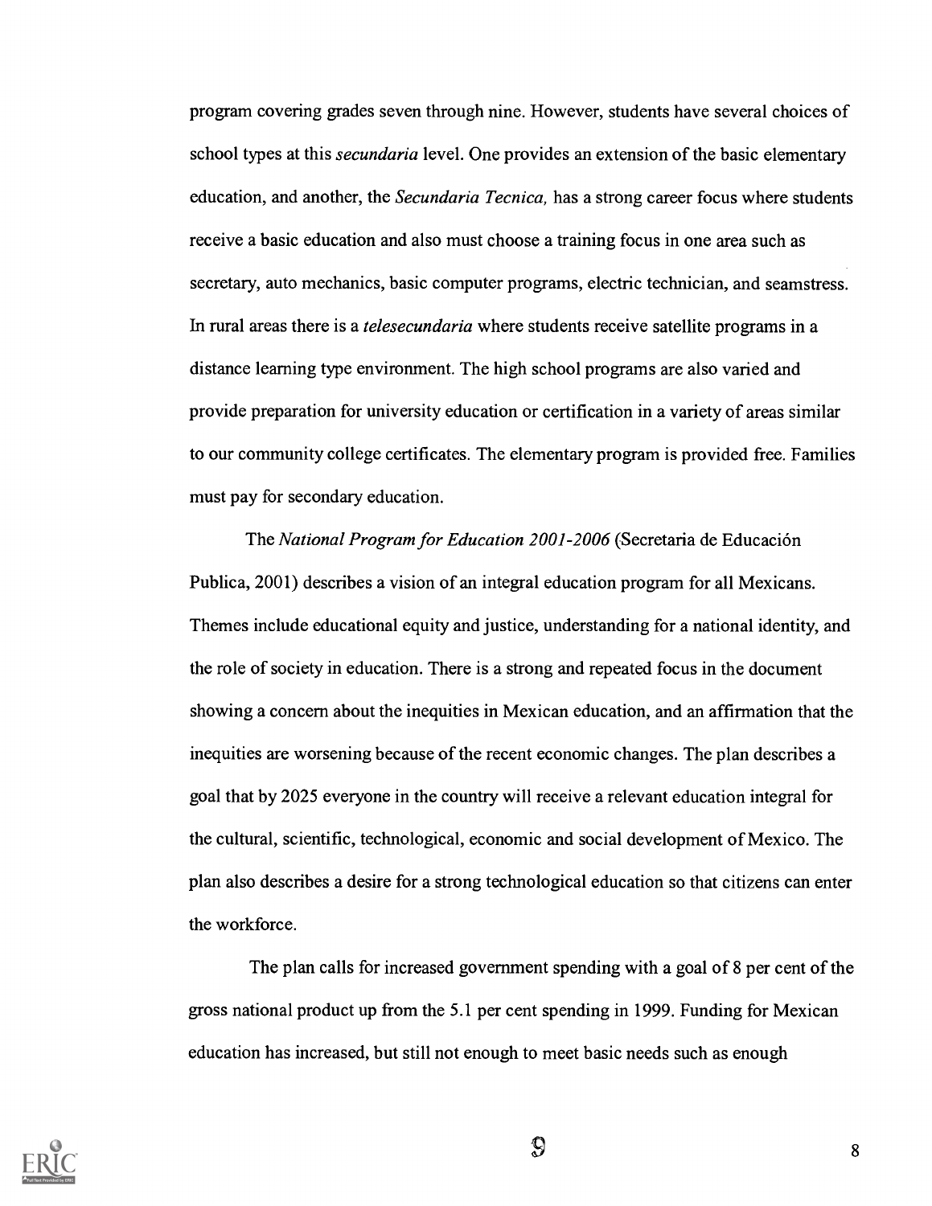program covering grades seven through nine. However, students have several choices of school types at this *secundaria* level. One provides an extension of the basic elementary education, and another, the *Secundaria Tecnica,* has a strong career focus where students receive a basic education and also must choose a training focus in one area such as secretary, auto mechanics, basic computer programs, electric technician, and seamstress. In rural areas there is a *telesecundaria* where students receive satellite programs in a distance learning type environment. The high school programs are also varied and provide preparation for university education or certification in a variety of areas similar to our community college certificates. The elementary program is provided free. Families must pay for secondary education.

The *National Program for Education 2001-2006* (Secretaria de Educación Publica, 2001) describes a vision of an integral education program for all Mexicans. Themes include educational equity and justice, understanding for a national identity, and the role of society in education. There is a strong and repeated focus in the document showing a concern about the inequities in Mexican education, and an affirmation that the inequities are worsening because of the recent economic changes. The plan describes a goal that by 2025 everyone in the country will receive a relevant education integral for the cultural, scientific, technological, economic and social development of Mexico. The plan also describes a desire for a strong technological education so that citizens can enter the workforce.

The plan calls for increased government spending with a goal of 8 per cent of the gross national product up from the 5.1 per cent spending in 1999. Funding for Mexican education has increased, but still not enough to meet basic needs such as enough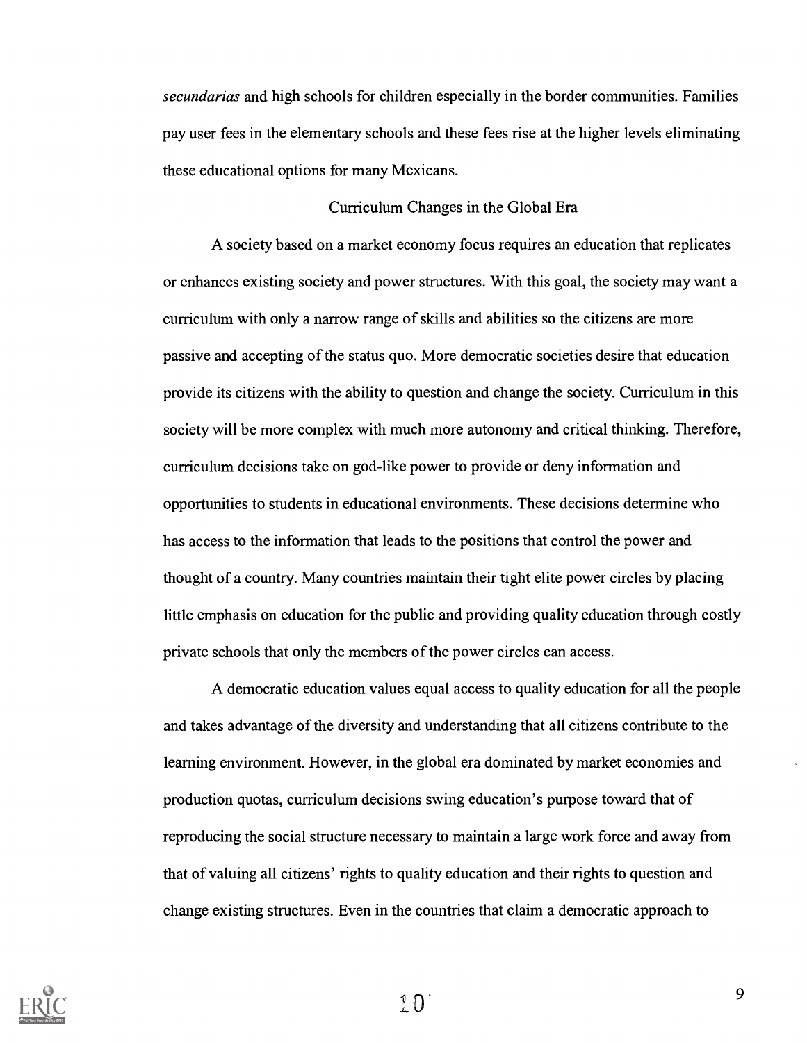*secundarias* and high schools for children especially in the border communities. Families pay user fees in the elementary schools and these fees rise at the higher levels eliminating these educational options for many Mexicans.

## Curriculum Changes in the Global Era

A society based on a market economy focus requires an education that replicates or enhances existing society and power structures. With this goal, the society may want a curriculum with only a narrow range of skills and abilities so the citizens are more passive and accepting of the status quo. More democratic societies desire that education provide its citizens with the ability to question and change the society. Curriculum in this society will be more complex with much more autonomy and critical thinking. Therefore, curriculum decisions take on god-like power to provide or deny information and opportunities to students in educational environments. These decisions determine who has access to the information that leads to the positions that control the power and thought of a country. Many countries maintain their tight elite power circles by placing little emphasis on education for the public and providing quality education through costly private schools that only the members of the power circles can access.

A democratic education values equal access to quality education for all the people and takes advantage of the diversity and understanding that all citizens contribute to the learning environment. However, in the global era dominated by market economies and production quotas, curriculum decisions swing education's purpose toward that of reproducing the social structure necessary to maintain a large work force and away from that of valuing all citizens' rights to quality education and their rights to question and change existing structures. Even in the countries that claim a democratic approach to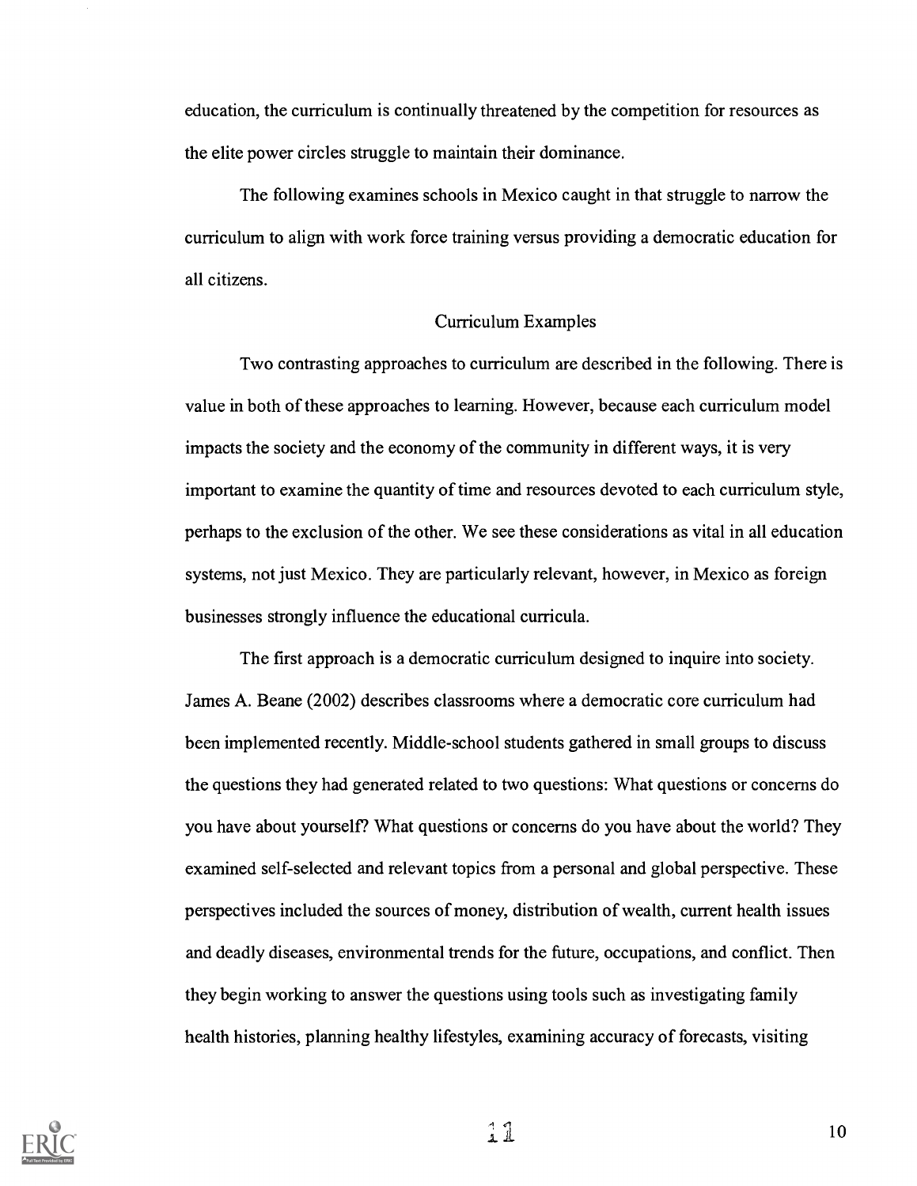education, the curriculum is continually threatened by the competition for resources as the elite power circles struggle to maintain their dominance.

The following examines schools in Mexico caught in that struggle to narrow the curriculum to align with work force training versus providing a democratic education for all citizens.

## Curriculum Examples

Two contrasting approaches to curriculum are described in the following. There is value in both of these approaches to learning. However, because each curriculum model impacts the society and the economy of the community in different ways, it is very important to examine the quantity of time and resources devoted to each curriculum style, perhaps to the exclusion of the other. We see these considerations as vital in all education systems, not just Mexico. They are particularly relevant, however, in Mexico as foreign businesses strongly influence the educational curricula.

The first approach is a democratic curriculum designed to inquire into society. James A. Beane (2002) describes classrooms where a democratic core curriculum had been implemented recently. Middle-school students gathered in small groups to discuss the questions they had generated related to two questions: What questions or concerns do you have about yourself? What questions or concerns do you have about the world? They examined self-selected and relevant topics from a personal and global perspective. These perspectives included the sources of money, distribution of wealth, current health issues and deadly diseases, environmental trends for the future, occupations, and conflict. Then they begin working to answer the questions using tools such as investigating family health histories, planning healthy lifestyles, examining accuracy of forecasts, visiting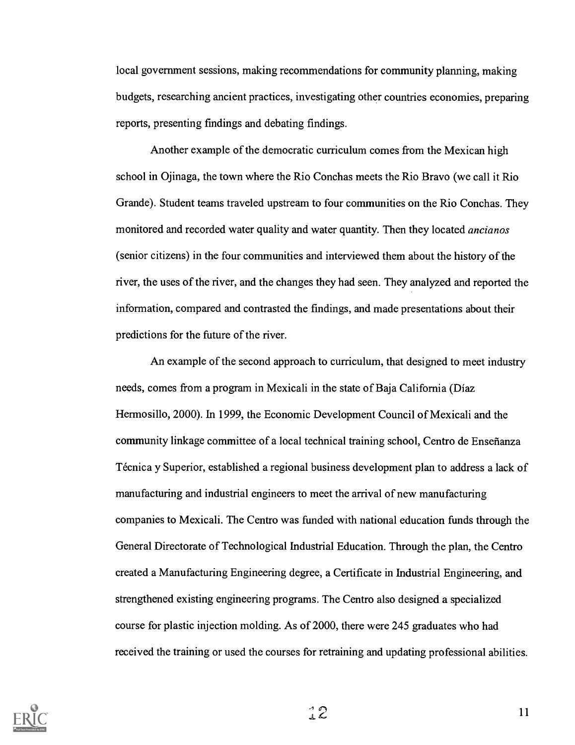local government sessions, making recommendations for community planning, making budgets, researching ancient practices, investigating other countries economies, preparing reports, presenting findings and debating findings.

Another example of the democratic curriculum comes from the Mexican high school in Ojinaga, the town where the Rio Conchas meets the Rio Bravo (we call it Rio Grande). Student teams traveled upstream to four communities on the Rio Conchas. They monitored and recorded water quality and water quantity. Then they located *ancianos* (senior citizens) in the four communities and interviewed them about the history of the river, the uses of the river, and the changes they had seen. They analyzed and reported the information, compared and contrasted the findings, and made presentations about their predictions for the future of the river.

An example of the second approach to curriculum, that designed to meet industry needs, comes from a program in Mexicali in the state of Baja California (Díaz Hermosillo, 2000). In 1999, the Economic Development Council of Mexicali and the community linkage committee of a local technical training school, Centro de Enseñanza Técnica y Superior, established a regional business development plan to address a lack of manufacturing and industrial engineers to meet the arrival of new manufacturing companies to Mexicali. The Centro was funded with national education funds through the General Directorate of Technological Industrial Education. Through the plan, the Centro created a Manufacturing Engineering degree, a Certificate in Industrial Engineering, and strengthened existing engineering programs. The Centro also designed a specialized course for plastic injection molding. As of 2000, there were 245 graduates who had received the training or used the courses for retraining and updating professional abilities.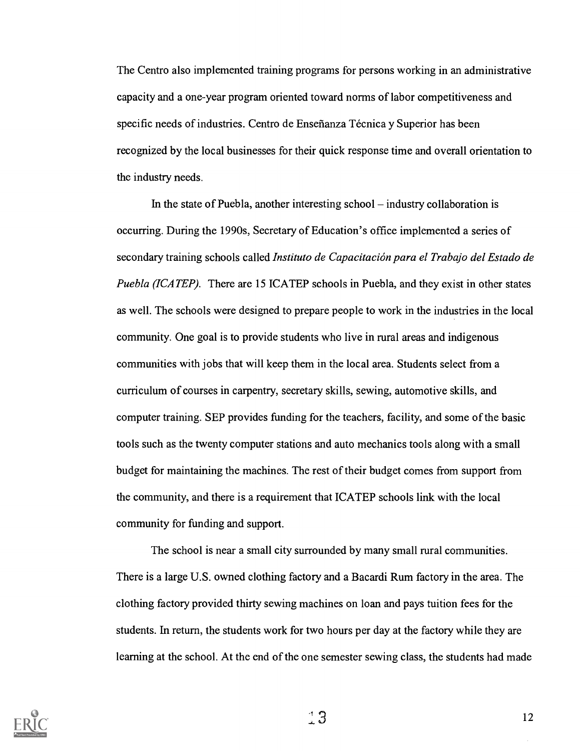The Centro also implemented training programs for persons working in an administrative capacity and a one-year program oriented toward norms of labor competitiveness and specific needs of industries. Centro de Enseñanza Técnica y Superior has been recognized by the local businesses for their quick response time and overall orientation to the industry needs.

In the state of Puebla, another interesting school – industry collaboration is occurring. During the 1990s, Secretary of Education's office implemented a series of secondary training schools called *Instituto de Capacitación para el Trabajo del Estado de Puebla (ICATEP).* There are 15 ICATEP schools in Puebla, and they exist in other states as well. The schools were designed to prepare people to work in the industries in the local community. One goal is to provide students who live in rural areas and indigenous communities with jobs that will keep them in the local area. Students select from a curriculum of courses in carpentry, secretary skills, sewing, automotive skills, and computer training. SEP provides funding for the teachers, facility, and some of the basic tools such as the twenty computer stations and auto mechanics tools along with a small budget for maintaining the machines. The rest of their budget comes from support from the community, and there is a requirement that ICATEP schools link with the local community for funding and support.

The school is near a small city surrounded by many small rural communities. There is a large U.S. owned clothing factory and a Bacardi Rum factory in the area. The clothing factory provided thirty sewing machines on loan and pays tuition fees for the students. In return, the students work for two hours per day at the factory while they are learning at the school. At the end of the one semester sewing class, the students had made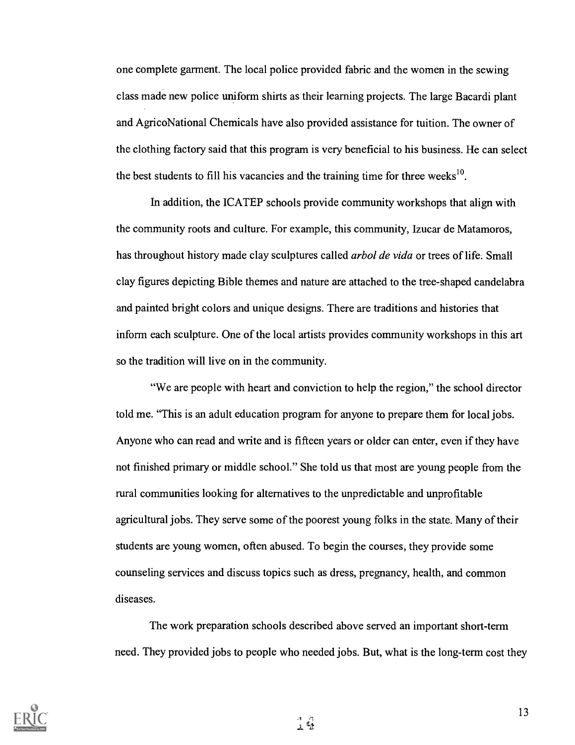one complete garment. The local police provided fabric and the women in the sewing class made new police uniform shirts as their learning projects. The large Bacardi plant and AgricoNational Chemicals have also provided assistance for tuition. The owner of the clothing factory said that this program is very beneficial to his business. He can select the best students to fill his vacancies and the training time for three weeks[10].

In addition, the ICATEP schools provide community workshops that align with the community roots and culture. For example, this community, Izucar de Matamoros, has throughout history made clay sculptures called *arbol de vida* or trees of life. Small clay figures depicting Bible themes and nature are attached to the tree-shaped candelabra and painted bright colors and unique designs. There are traditions and histories that inform each sculpture. One of the local artists provides community workshops in this art so the tradition will live on in the community.

"We are people with heart and conviction to help the region," the school director told me. "This is an adult education program for anyone to prepare them for local jobs. Anyone who can read and write and is fifteen years or older can enter, even if they have not finished primary or middle school." She told us that most are young people from the rural communities looking for alternatives to the unpredictable and unprofitable agricultural jobs. They serve some of the poorest young folks in the state. Many of their students are young women, often abused. To begin the courses, they provide some counseling services and discuss topics such as dress, pregnancy, health, and common diseases.

The work preparation schools described above served an important short-term need. They provided jobs to people who needed jobs. But, what is the long-term cost they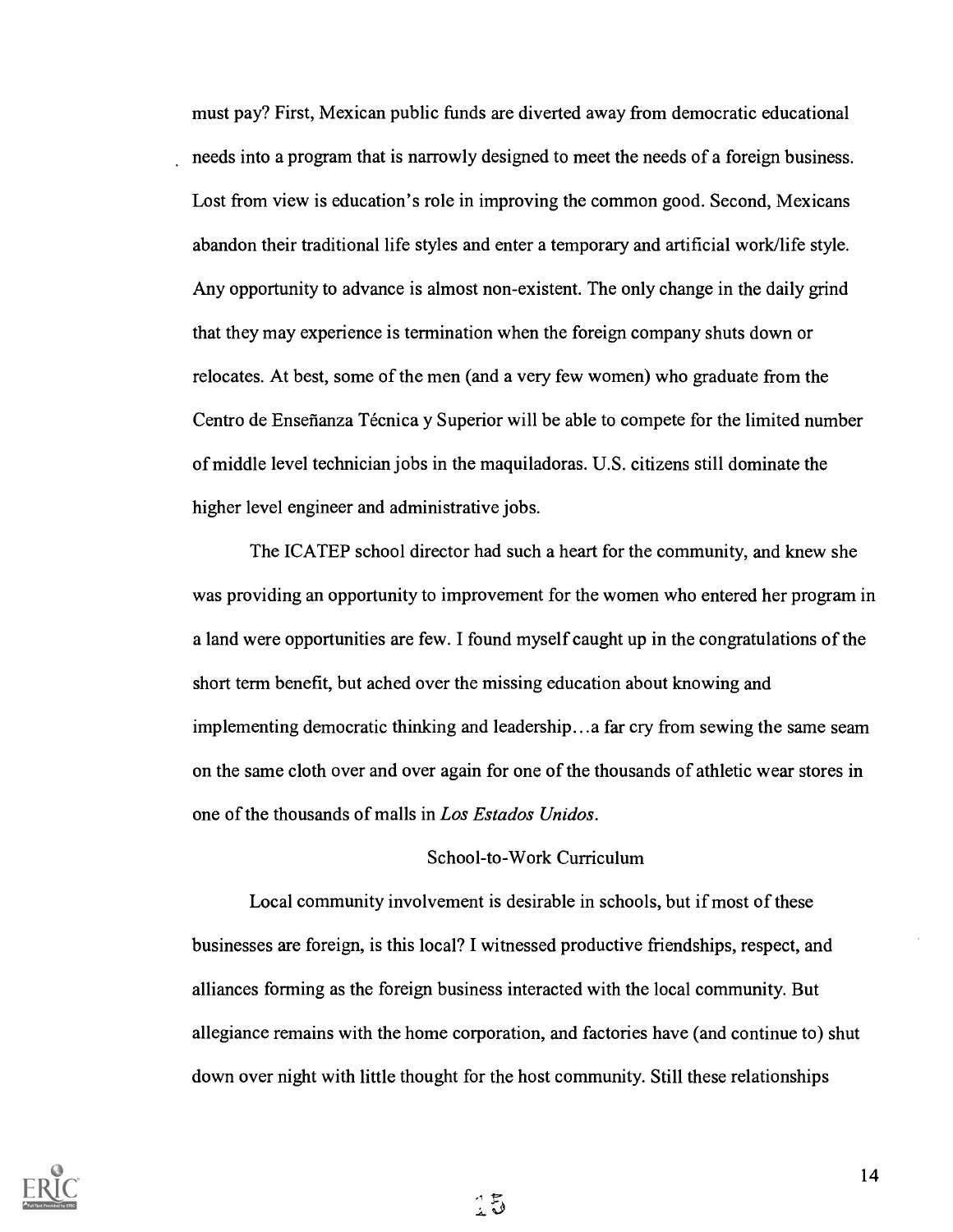must pay? First, Mexican public funds are diverted away from democratic educational needs into a program that is narrowly designed to meet the needs of a foreign business. Lost from view is education's role in improving the common good. Second, Mexicans abandon their traditional life styles and enter a temporary and artificial work/life style. Any opportunity to advance is almost non-existent. The only change in the daily grind that they may experience is termination when the foreign company shuts down or relocates. At best, some of the men (and a very few women) who graduate from the Centro de Enseñanza Técnica y Superior will be able to compete for the limited number of middle level technician jobs in the maquiladoras. U.S. citizens still dominate the higher level engineer and administrative jobs.

The ICATEP school director had such a heart for the community, and knew she was providing an opportunity to improvement for the women who entered her program in a land were opportunities are few. I found myself caught up in the congratulations of the short term benefit, but ached over the missing education about knowing and implementing democratic thinking and leadership...a far cry from sewing the same seam on the same cloth over and over again for one of the thousands of athletic wear stores in one of the thousands of malls in *Los Estados Unidos*.

## School-to-Work Curriculum

Local community involvement is desirable in schools, but if most of these businesses are foreign, is this local? I witnessed productive friendships, respect, and alliances forming as the foreign business interacted with the local community. But allegiance remains with the home corporation, and factories have (and continue to) shut down over night with little thought for the host community. Still these relationships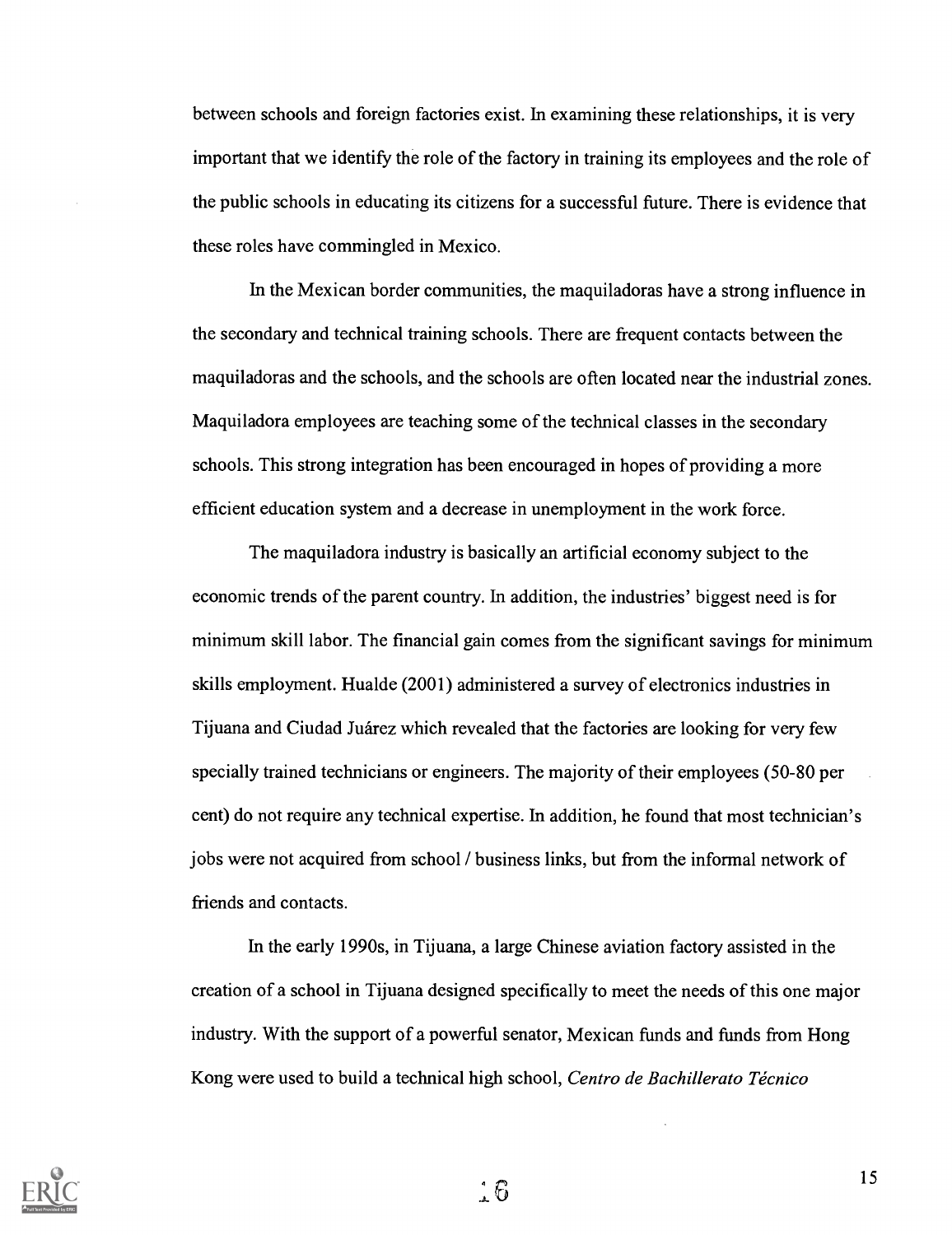between schools and foreign factories exist. In examining these relationships, it is very important that we identify the role of the factory in training its employees and the role of the public schools in educating its citizens for a successful future. There is evidence that these roles have commingled in Mexico.

In the Mexican border communities, the maquiladoras have a strong influence in the secondary and technical training schools. There are frequent contacts between the maquiladoras and the schools, and the schools are often located near the industrial zones. Maquiladora employees are teaching some of the technical classes in the secondary schools. This strong integration has been encouraged in hopes of providing a more efficient education system and a decrease in unemployment in the work force.

The maquiladora industry is basically an artificial economy subject to the economic trends of the parent country. In addition, the industries' biggest need is for minimum skill labor. The financial gain comes from the significant savings for minimum skills employment. Hualde (2001) administered a survey of electronics industries in Tijuana and Ciudad Juárez which revealed that the factories are looking for very few specially trained technicians or engineers. The majority of their employees (50-80 per cent) do not require any technical expertise. In addition, he found that most technician's jobs were not acquired from school / business links, but from the informal network of friends and contacts.

In the early 1990s, in Tijuana, a large Chinese aviation factory assisted in the creation of a school in Tijuana designed specifically to meet the needs of this one major industry. With the support of a powerful senator, Mexican funds and funds from Hong Kong were used to build a technical high school, *Centro de Bachillerato Técnico*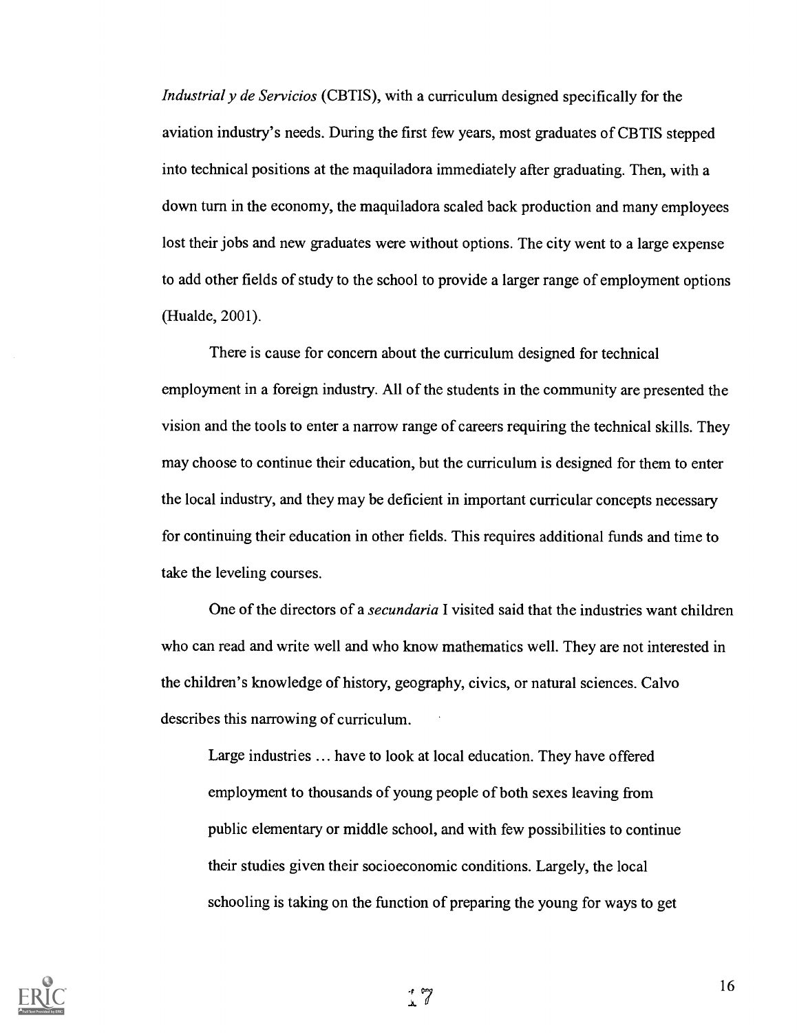*Industrial y de Servicios* (CBTIS), with a curriculum designed specifically for the aviation industry's needs. During the first few years, most graduates of CBTIS stepped into technical positions at the maquiladora immediately after graduating. Then, with a down turn in the economy, the maquiladora scaled back production and many employees lost their jobs and new graduates were without options. The city went to a large expense to add other fields of study to the school to provide a larger range of employment options (Hualde, 2001).

There is cause for concern about the curriculum designed for technical employment in a foreign industry. All of the students in the community are presented the vision and the tools to enter a narrow range of careers requiring the technical skills. They may choose to continue their education, but the curriculum is designed for them to enter the local industry, and they may be deficient in important curricular concepts necessary for continuing their education in other fields. This requires additional funds and time to take the leveling courses.

One of the directors of a *secundaria* I visited said that the industries want children who can read and write well and who know mathematics well. They are not interested in the children's knowledge of history, geography, civics, or natural sciences. Calvo describes this narrowing of curriculum.

> Large industries ... have to look at local education. They have offered employment to thousands of young people of both sexes leaving from public elementary or middle school, and with few possibilities to continue their studies given their socioeconomic conditions. Largely, the local schooling is taking on the function of preparing the young for ways to get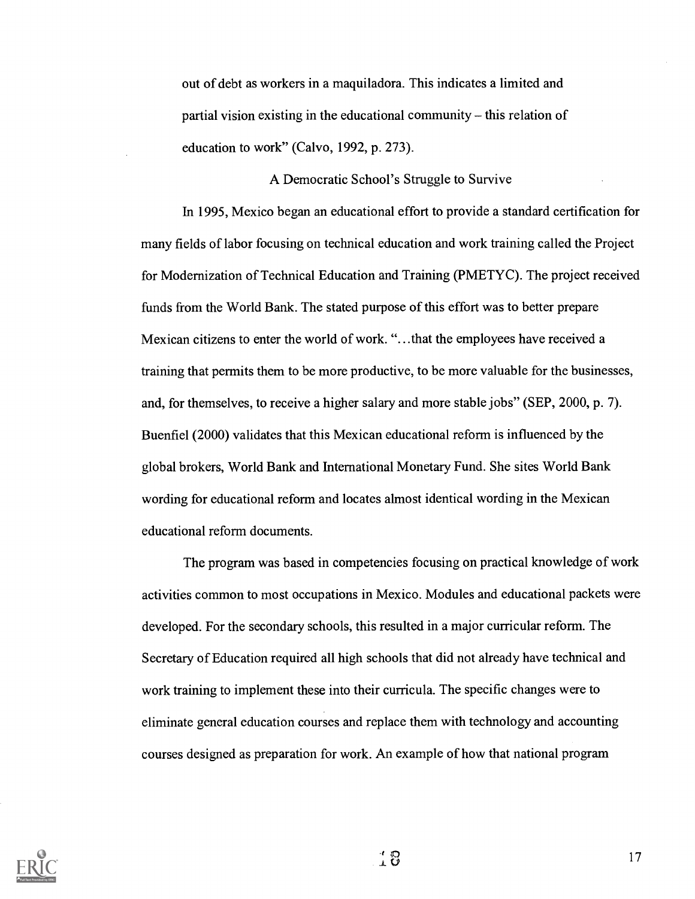out of debt as workers in a maquiladora. This indicates a limited and partial vision existing in the educational community – this relation of education to work" (Calvo, 1992, p. 273).

## A Democratic School's Struggle to Survive

In 1995, Mexico began an educational effort to provide a standard certification for many fields of labor focusing on technical education and work training called the Project for Modernization of Technical Education and Training (PMETYC). The project received funds from the World Bank. The stated purpose of this effort was to better prepare Mexican citizens to enter the world of work. "...that the employees have received a training that permits them to be more productive, to be more valuable for the businesses, and, for themselves, to receive a higher salary and more stable jobs" (SEP, 2000, p. 7). Buenfiel (2000) validates that this Mexican educational reform is influenced by the global brokers, World Bank and International Monetary Fund. She sites World Bank wording for educational reform and locates almost identical wording in the Mexican educational reform documents.

The program was based in competencies focusing on practical knowledge of work activities common to most occupations in Mexico. Modules and educational packets were developed. For the secondary schools, this resulted in a major curricular reform. The Secretary of Education required all high schools that did not already have technical and work training to implement these into their curricula. The specific changes were to eliminate general education courses and replace them with technology and accounting courses designed as preparation for work. An example of how that national program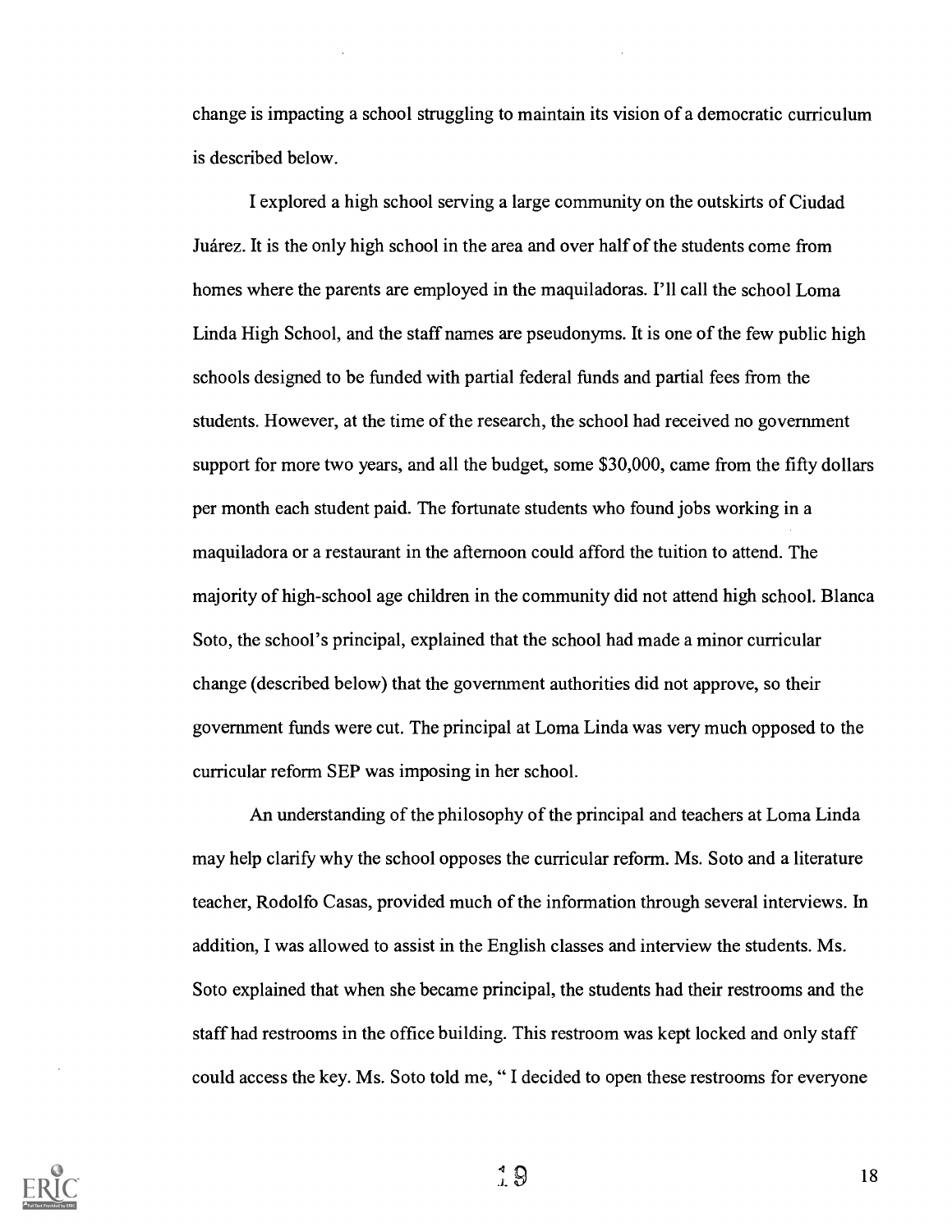change is impacting a school struggling to maintain its vision of a democratic curriculum is described below.

I explored a high school serving a large community on the outskirts of Ciudad Juárez. It is the only high school in the area and over half of the students come from homes where the parents are employed in the maquiladoras. I'll call the school Loma Linda High School, and the staff names are pseudonyms. It is one of the few public high schools designed to be funded with partial federal funds and partial fees from the students. However, at the time of the research, the school had received no government support for more two years, and all the budget, some $30,000, came from the fifty dollars per month each student paid. The fortunate students who found jobs working in a maquiladora or a restaurant in the afternoon could afford the tuition to attend. The majority of high-school age children in the community did not attend high school. Blanca Soto, the school's principal, explained that the school had made a minor curricular change (described below) that the government authorities did not approve, so their government funds were cut. The principal at Loma Linda was very much opposed to the curricular reform SEP was imposing in her school.

An understanding of the philosophy of the principal and teachers at Loma Linda may help clarify why the school opposes the curricular reform. Ms. Soto and a literature teacher, Rodolfo Casas, provided much of the information through several interviews. In addition, I was allowed to assist in the English classes and interview the students. Ms. Soto explained that when she became principal, the students had their restrooms and the staff had restrooms in the office building. This restroom was kept locked and only staff could access the key. Ms. Soto told me, " I decided to open these restrooms for everyone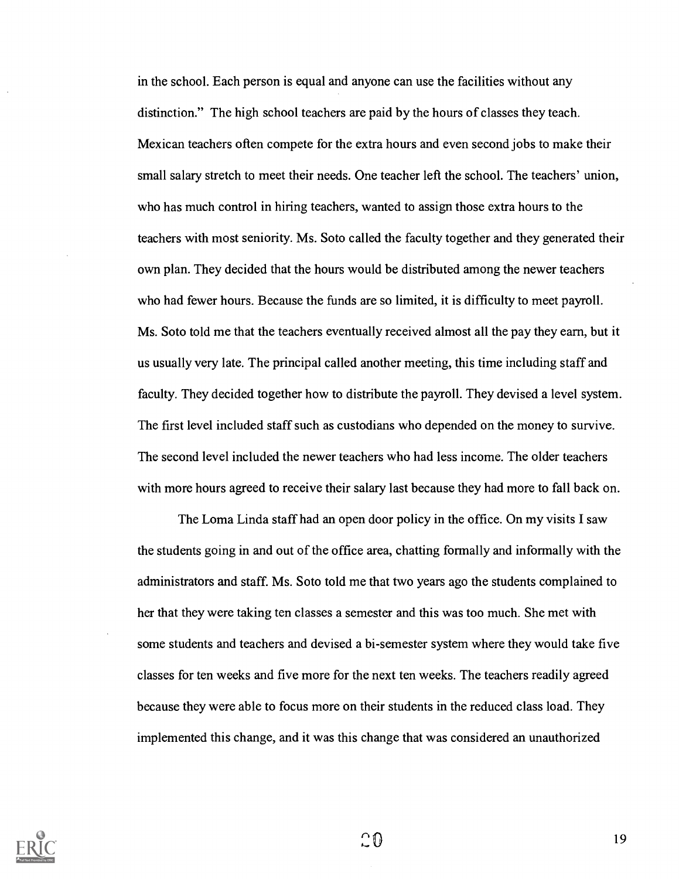in the school. Each person is equal and anyone can use the facilities without any distinction." The high school teachers are paid by the hours of classes they teach. Mexican teachers often compete for the extra hours and even second jobs to make their small salary stretch to meet their needs. One teacher left the school. The teachers' union, who has much control in hiring teachers, wanted to assign those extra hours to the teachers with most seniority. Ms. Soto called the faculty together and they generated their own plan. They decided that the hours would be distributed among the newer teachers who had fewer hours. Because the funds are so limited, it is difficulty to meet payroll. Ms. Soto told me that the teachers eventually received almost all the pay they earn, but it us usually very late. The principal called another meeting, this time including staff and faculty. They decided together how to distribute the payroll. They devised a level system. The first level included staff such as custodians who depended on the money to survive. The second level included the newer teachers who had less income. The older teachers with more hours agreed to receive their salary last because they had more to fall back on.

The Loma Linda staff had an open door policy in the office. On my visits I saw the students going in and out of the office area, chatting formally and informally with the administrators and staff. Ms. Soto told me that two years ago the students complained to her that they were taking ten classes a semester and this was too much. She met with some students and teachers and devised a bi-semester system where they would take five classes for ten weeks and five more for the next ten weeks. The teachers readily agreed because they were able to focus more on their students in the reduced class load. They implemented this change, and it was this change that was considered an unauthorized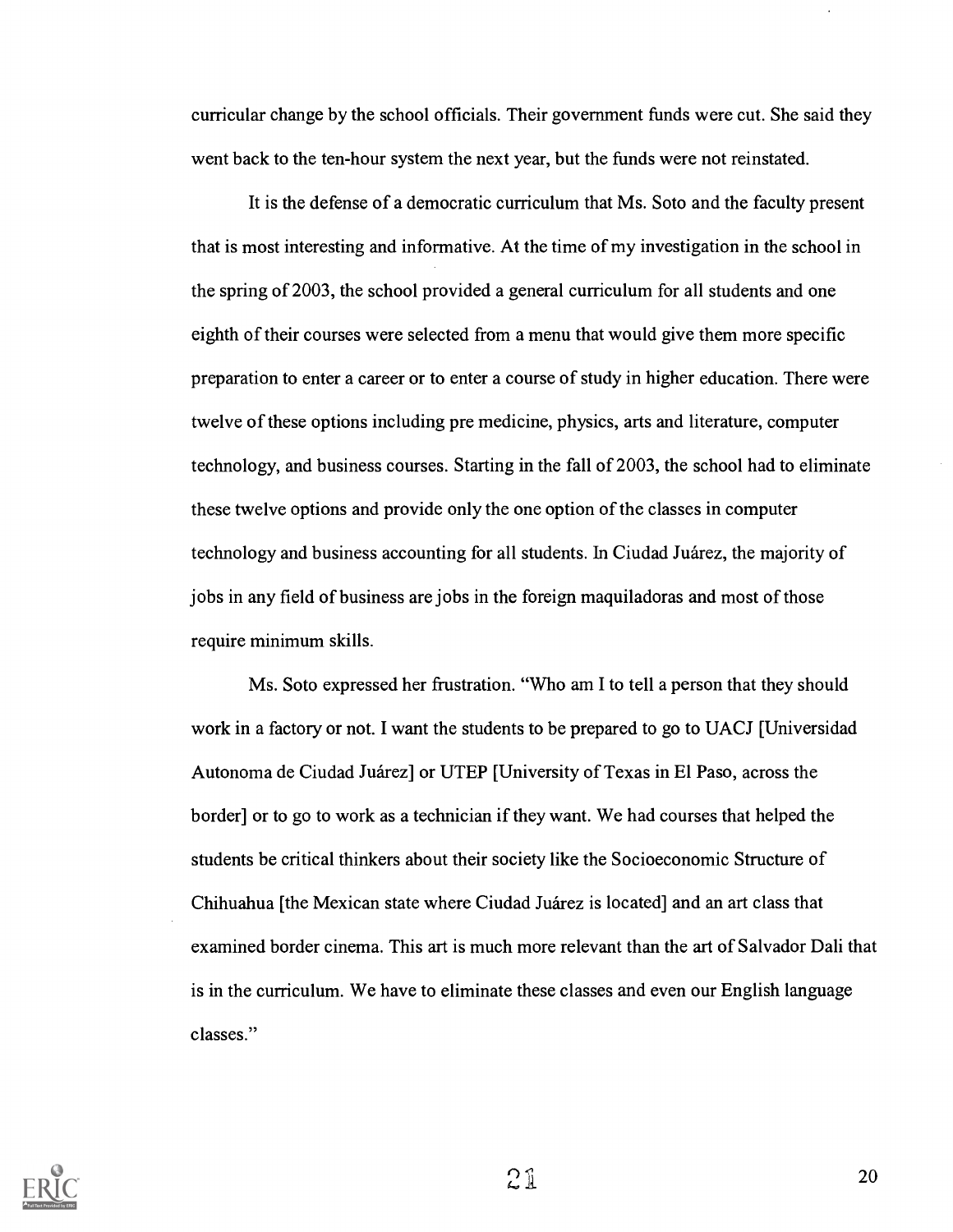curricular change by the school officials. Their government funds were cut. She said they went back to the ten-hour system the next year, but the funds were not reinstated.

It is the defense of a democratic curriculum that Ms. Soto and the faculty present that is most interesting and informative. At the time of my investigation in the school in the spring of 2003, the school provided a general curriculum for all students and one eighth of their courses were selected from a menu that would give them more specific preparation to enter a career or to enter a course of study in higher education. There were twelve of these options including pre medicine, physics, arts and literature, computer technology, and business courses. Starting in the fall of 2003, the school had to eliminate these twelve options and provide only the one option of the classes in computer technology and business accounting for all students. In Ciudad Juárez, the majority of jobs in any field of business are jobs in the foreign maquiladoras and most of those require minimum skills.

Ms. Soto expressed her frustration. "Who am I to tell a person that they should work in a factory or not. I want the students to be prepared to go to UACJ [Universidad Autonoma de Ciudad Juárez] or UTEP [University of Texas in El Paso, across the border] or to go to work as a technician if they want. We had courses that helped the students be critical thinkers about their society like the Socioeconomic Structure of Chihuahua [the Mexican state where Ciudad Juárez is located] and an art class that examined border cinema. This art is much more relevant than the art of Salvador Dali that is in the curriculum. We have to eliminate these classes and even our English language classes."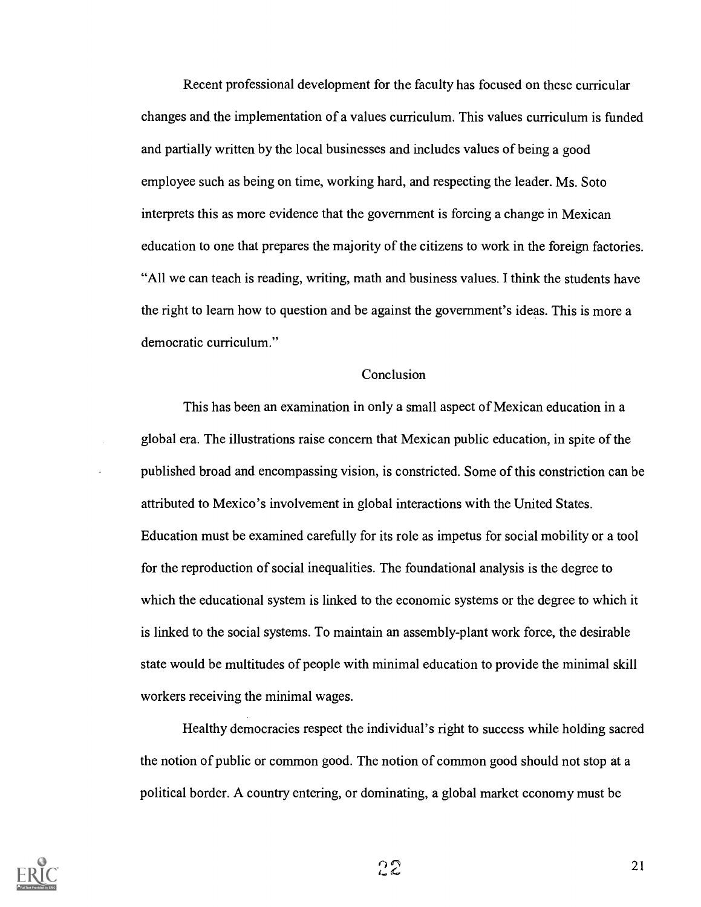Recent professional development for the faculty has focused on these curricular changes and the implementation of a values curriculum. This values curriculum is funded and partially written by the local businesses and includes values of being a good employee such as being on time, working hard, and respecting the leader. Ms. Soto interprets this as more evidence that the government is forcing a change in Mexican education to one that prepares the majority of the citizens to work in the foreign factories. "All we can teach is reading, writing, math and business values. I think the students have the right to learn how to question and be against the government's ideas. This is more a democratic curriculum."

## Conclusion

This has been an examination in only a small aspect of Mexican education in a global era. The illustrations raise concern that Mexican public education, in spite of the published broad and encompassing vision, is constricted. Some of this constriction can be attributed to Mexico's involvement in global interactions with the United States. Education must be examined carefully for its role as impetus for social mobility or a tool for the reproduction of social inequalities. The foundational analysis is the degree to which the educational system is linked to the economic systems or the degree to which it is linked to the social systems. To maintain an assembly-plant work force, the desirable state would be multitudes of people with minimal education to provide the minimal skill workers receiving the minimal wages.

Healthy democracies respect the individual's right to success while holding sacred the notion of public or common good. The notion of common good should not stop at a political border. A country entering, or dominating, a global market economy must be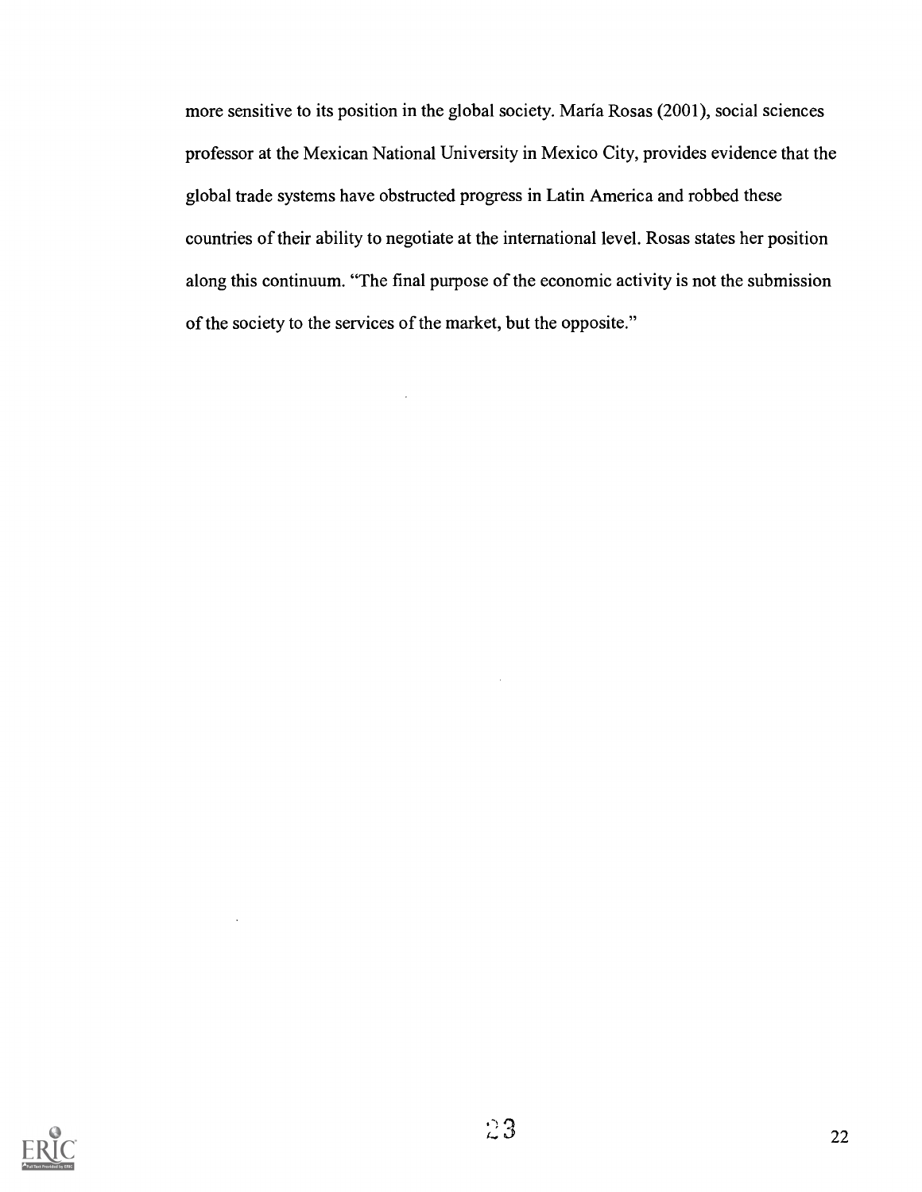more sensitive to its position in the global society. María Rosas (2001), social sciences professor at the Mexican National University in Mexico City, provides evidence that the global trade systems have obstructed progress in Latin America and robbed these countries of their ability to negotiate at the international level. Rosas states her position along this continuum. "The final purpose of the economic activity is not the submission of the society to the services of the market, but the opposite."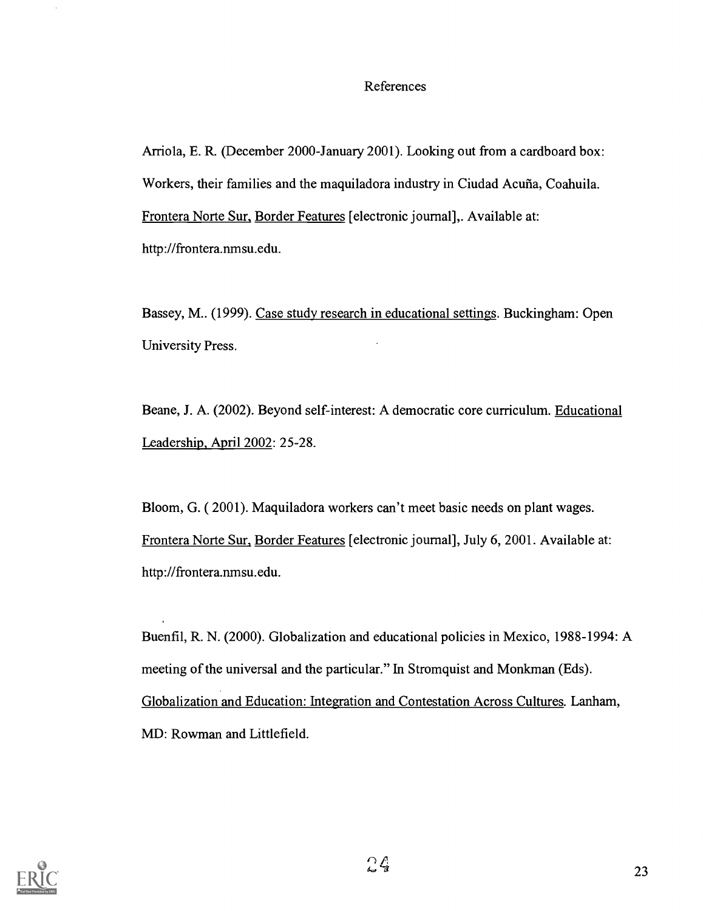# References

Arriola, E. R. (December 2000-January 2001). Looking out from a cardboard box: Workers, their families and the maquiladora industry in Ciudad Acuña, Coahuila. Frontera Norte Sur, Border Features [electronic journal],. Available at: http://frontera.nmsu.edu.

Bassey, M.. (1999). Case study research in educational settings. Buckingham: Open University Press.

Beane, J. A. (2002). Beyond self-interest: A democratic core curriculum. Educational Leadership, April 2002: 25-28.

Bloom, G. ( 2001). Maquiladora workers can't meet basic needs on plant wages. Frontera Norte Sur, Border Features [electronic journal], July 6, 2001. Available at: http://frontera.nmsu.edu.

Buenfil, R. N. (2000). Globalization and educational policies in Mexico, 1988-1994: A meeting of the universal and the particular." In Stromquist and Monkman (Eds). Globalization and Education: Integration and Contestation Across Cultures. Lanham, MD: Rowman and Littlefield.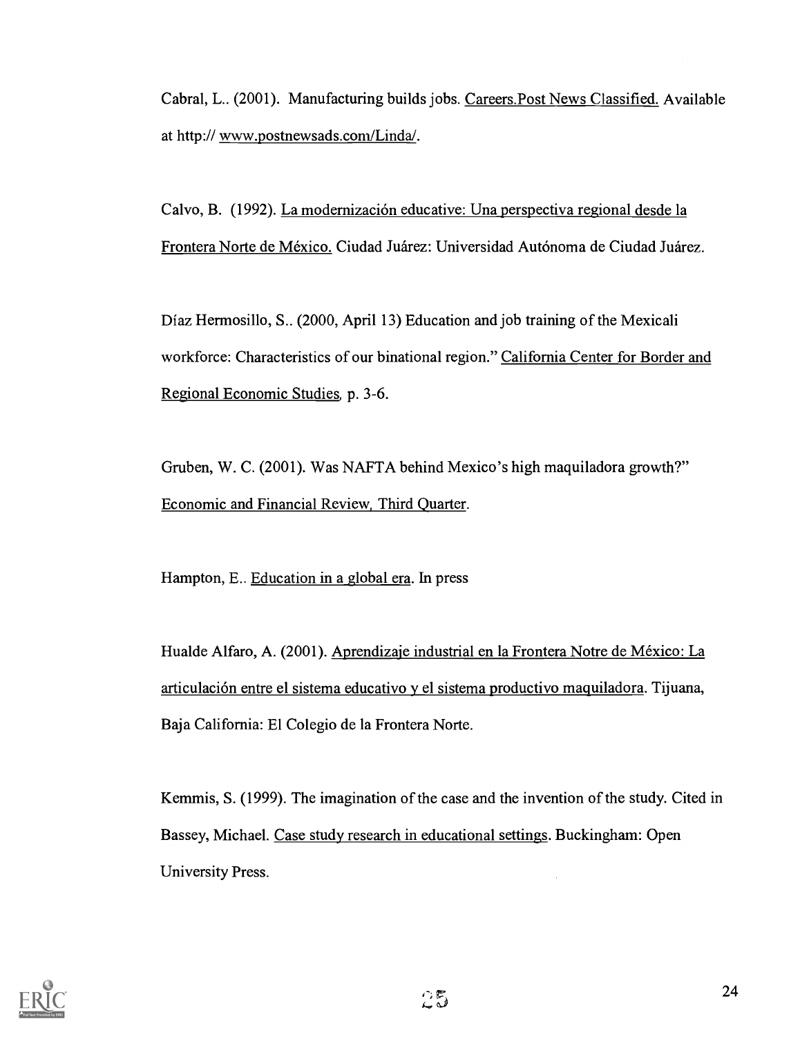Cabral, L.. (2001). Manufacturing builds jobs. Careers.Post News Classified. Available at http:// www.postnewsads.com/Linda/.

Calvo, B. (1992). La modernización educative: Una perspectiva regional desde la Frontera Norte de México. Ciudad Juárez: Universidad Autónoma de Ciudad Juárez.

Díaz Hermosillo, S.. (2000, April 13) Education and job training of the Mexicali workforce: Characteristics of our binational region." California Center for Border and Regional Economic Studies, p. 3-6.

Gruben, W. C. (2001). Was NAFTA behind Mexico's high maquiladora growth?" Economic and Financial Review, Third Quarter.

Hampton, E.. Education in a global era. In press

Hualde Alfaro, A. (2001). Aprendizaje industrial en la Frontera Notre de México: La articulación entre el sistema educativo y el sistema productivo maquiladora. Tijuana, Baja California: El Colegio de la Frontera Norte.

Kemmis, S. (1999). The imagination of the case and the invention of the study. Cited in Bassey, Michael. Case study research in educational settings. Buckingham: Open University Press.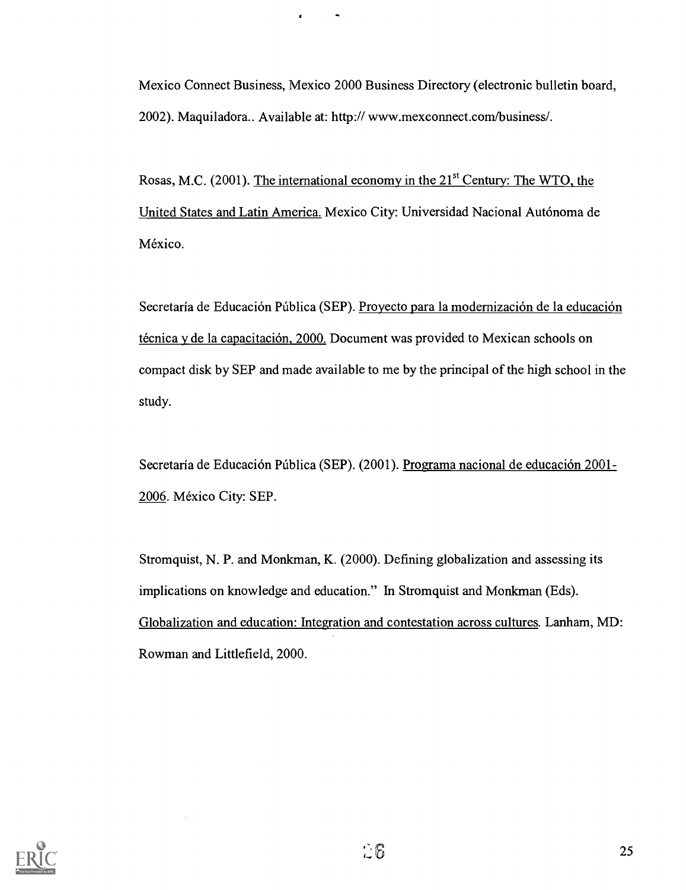Mexico Connect Business, Mexico 2000 Business Directory (electronic bulletin board, 2002). Maquiladora.. Available at: http:// www.mexconnect.com/business/.

Rosas, M.C. (2001). The international economy in the 21st Century: The WTO, the United States and Latin America. Mexico City: Universidad Nacional Autónoma de México.

Secretaría de Educación Pública (SEP). Proyecto para la modernización de la educación técnica y de la capacitación, 2000. Document was provided to Mexican schools on compact disk by SEP and made available to me by the principal of the high school in the study.

Secretaría de Educación Pública (SEP). (2001). Programa nacional de educación 2001-2006. México City: SEP.

Stromquist, N. P. and Monkman, K. (2000). Defining globalization and assessing its implications on knowledge and education." In Stromquist and Monkman (Eds). Globalization and education: Integration and contestation across cultures. Lanham, MD: Rowman and Littlefield, 2000.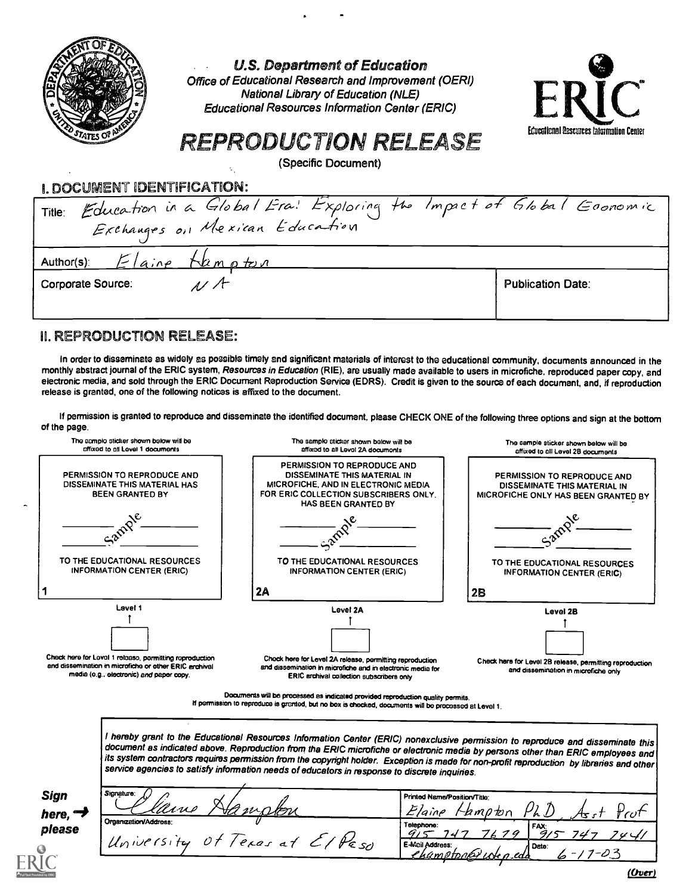**U.S. Department of Education**
Office of Educational Research and Improvement (OERI)
National Library of Education (NLE)
Educational Resources Information Center (ERIC)

# REPRODUCTION RELEASE

(Specific Document)

## I. DOCUMENT IDENTIFICATION:

| | |
|---|---|
| Title: Education in a Global Era: Exploring the Impact of Global Economic Exchanges on Mexican Education | |
| Author(s): Elaine Hampton | |
| Corporate Source: NA | Publication Date: |

## II. REPRODUCTION RELEASE:

In order to disseminate as widely as possible timely and significant materials of interest to the educational community, documents announced in the monthly abstract journal of the ERIC system, *Resources in Education* (RIE), are usually made available to users in microfiche, reproduced paper copy, and electronic media, and sold through the ERIC Document Reproduction Service (EDRS). Credit is given to the source of each document, and, if reproduction release is granted, one of the following notices is affixed to the document.

If permission is granted to reproduce and disseminate the identified document, please CHECK ONE of the following three options and sign at the bottom of the page.

| The sample sticker shown below will be affixed to all Level 1 documents | The sample sticker shown below will be affixed to all Level 2A documents | The sample sticker shown below will be affixed to all Level 2B documents |
|---|---|---|
| PERMISSION TO REPRODUCE AND DISSEMINATE THIS MATERIAL HAS BEEN GRANTED BY<br>Sample<br>TO THE EDUCATIONAL RESOURCES INFORMATION CENTER (ERIC)<br>1 | PERMISSION TO REPRODUCE AND DISSEMINATE THIS MATERIAL IN MICROFICHE, AND IN ELECTRONIC MEDIA FOR ERIC COLLECTION SUBSCRIBERS ONLY, HAS BEEN GRANTED BY<br>Sample<br>TO THE EDUCATIONAL RESOURCES INFORMATION CENTER (ERIC)<br>2A | PERMISSION TO REPRODUCE AND DISSEMINATE THIS MATERIAL IN MICROFICHE ONLY HAS BEEN GRANTED BY<br>Sample<br>TO THE EDUCATIONAL RESOURCES INFORMATION CENTER (ERIC)<br>2B |
| Level 1 | Level 2A | Level 2B |
| ☐ | ☐ | ☐ |
| Check here for Level 1 release, permitting reproduction and dissemination in microfiche or other ERIC archival media (e.g., electronic) *and* paper copy. | Check here for Level 2A release, permitting reproduction and dissemination in microfiche and in electronic media for ERIC archival collection subscribers only | Check here for Level 2B release, permitting reproduction and dissemination in microfiche only |

Documents will be processed as indicated provided reproduction quality permits.
If permission to reproduce is granted, but no box is checked, documents will be processed at Level 1.

*I hereby grant to the Educational Resources Information Center (ERIC) nonexclusive permission to reproduce and disseminate this document as indicated above. Reproduction from the ERIC microfiche or electronic media by persons other than ERIC employees and its system contractors requires permission from the copyright holder. Exception is made for non-profit reproduction by libraries and other service agencies to satisfy information needs of educators in response to discrete inquiries.*

**Sign here, → please**

| | | |
|---|---|---|
| Signature: Elaine Hampton | Printed Name/Position/Title: Elaine Hampton PhD Asst Prof | |
| Organization/Address: University of Texas at El Paso | Telephone: 915 747 7679 | FAX: 915 747 7441 |
| | E-Mail Address: ehampton@utep.edu | Date: 6-17-03 |

*(Over)*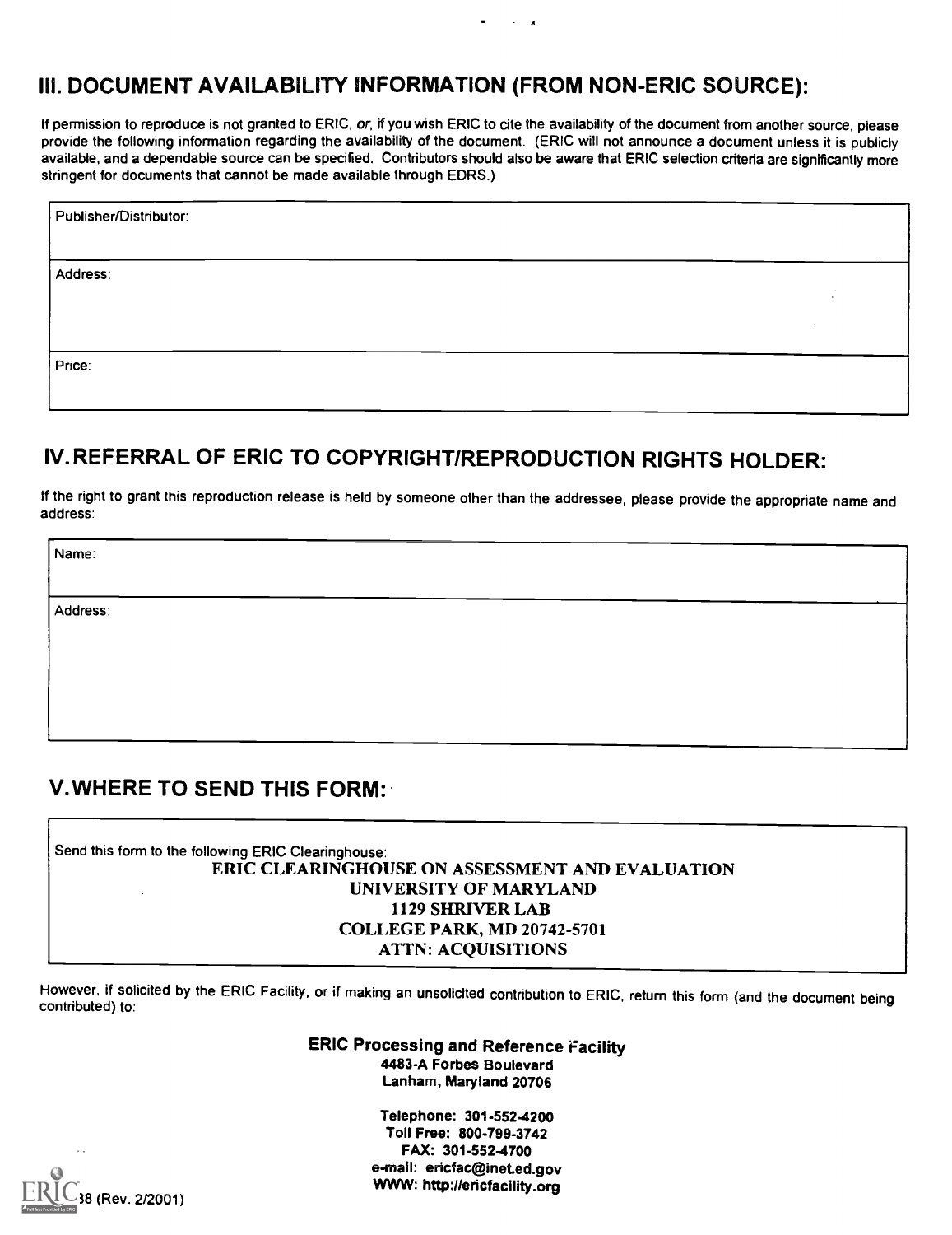## III. DOCUMENT AVAILABILITY INFORMATION (FROM NON-ERIC SOURCE):

If permission to reproduce is not granted to ERIC, *or*, if you wish ERIC to cite the availability of the document from another source, please provide the following information regarding the availability of the document. (ERIC will not announce a document unless it is publicly available, and a dependable source can be specified. Contributors should also be aware that ERIC selection criteria are significantly more stringent for documents that cannot be made available through EDRS.)

Publisher/Distributor:

Address:

Price:

## IV. REFERRAL OF ERIC TO COPYRIGHT/REPRODUCTION RIGHTS HOLDER:

If the right to grant this reproduction release is held by someone other than the addressee, please provide the appropriate name and address:

Name:

Address:

## V. WHERE TO SEND THIS FORM:

Send this form to the following ERIC Clearinghouse:

**ERIC CLEARINGHOUSE ON ASSESSMENT AND EVALUATION**
**UNIVERSITY OF MARYLAND**
**1129 SHRIVER LAB**
**COLLEGE PARK, MD 20742-5701**
**ATTN: ACQUISITIONS**

However, if solicited by the ERIC Facility, or if making an unsolicited contribution to ERIC, return this form (and the document being contributed) to:

**ERIC Processing and Reference Facility**
**4483-A Forbes Boulevard**
**Lanham, Maryland 20706**

**Telephone: 301-552-4200**
**Toll Free: 800-799-3742**
**FAX: 301-552-4700**
**e-mail: ericfac@inet.ed.gov**
**WWW: http://ericfacility.org**

38 (Rev. 2/2001)